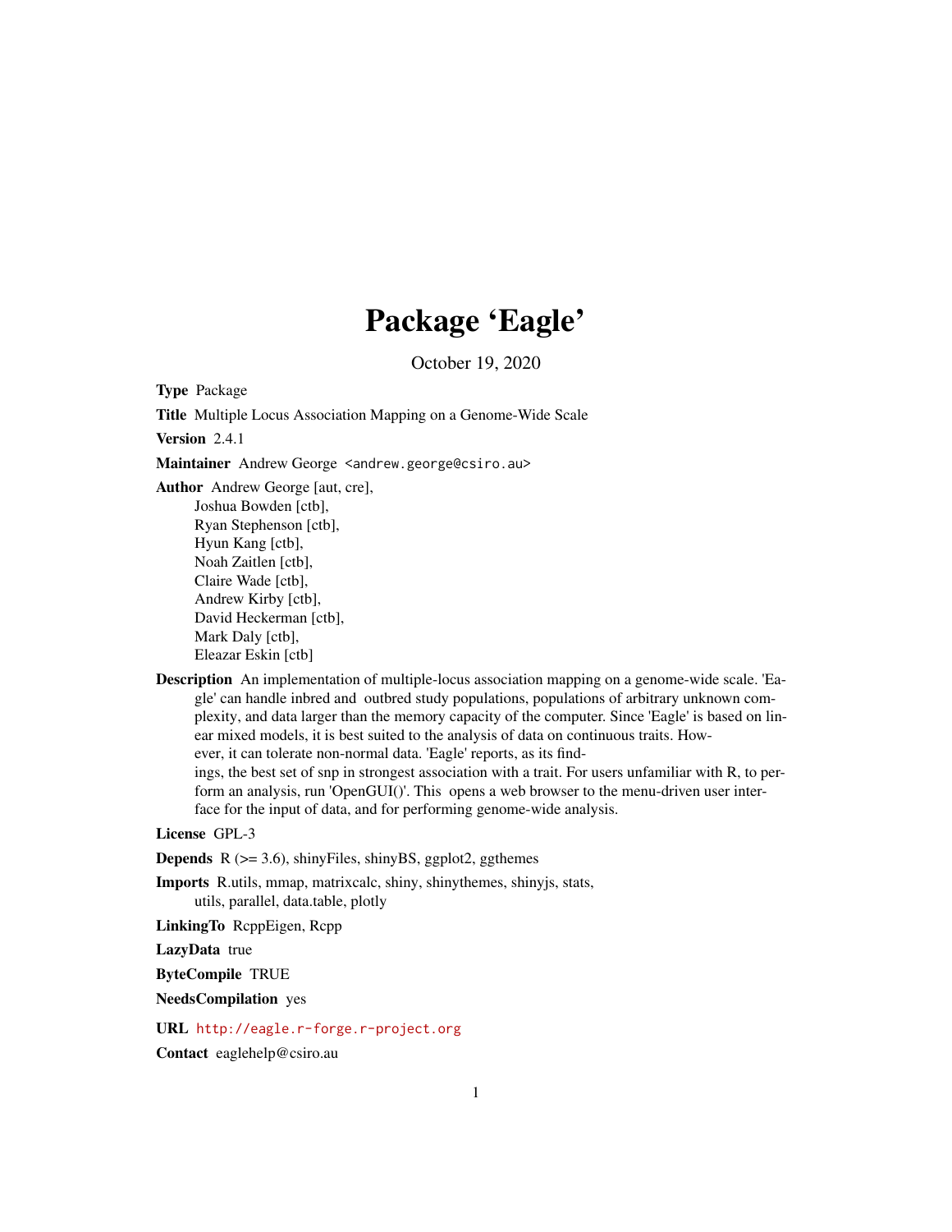# Package 'Eagle'

October 19, 2020

**Type** Package

**Title** Multiple Locus Association Mapping on a Genome-Wide Scale

**Version** 2.4.1

**Maintainer** Andrew George <andrew.george@csiro.au>

**Author** Andrew George [aut, cre],
Joshua Bowden [ctb],
Ryan Stephenson [ctb],
Hyun Kang [ctb],
Noah Zaitlen [ctb],
Claire Wade [ctb],
Andrew Kirby [ctb],
David Heckerman [ctb],
Mark Daly [ctb],
Eleazar Eskin [ctb]

**Description** An implementation of multiple-locus association mapping on a genome-wide scale. 'Eagle' can handle inbred and outbred study populations, populations of arbitrary unknown complexity, and data larger than the memory capacity of the computer. Since 'Eagle' is based on linear mixed models, it is best suited to the analysis of data on continuous traits. However, it can tolerate non-normal data. 'Eagle' reports, as its findings, the best set of snp in strongest association with a trait. For users unfamiliar with R, to perform an analysis, run 'OpenGUI()'. This opens a web browser to the menu-driven user interface for the input of data, and for performing genome-wide analysis.

**License** GPL-3

**Depends** R (>= 3.6), shinyFiles, shinyBS, ggplot2, ggthemes

**Imports** R.utils, mmap, matrixcalc, shiny, shinythemes, shinyjs, stats, utils, parallel, data.table, plotly

**LinkingTo** RcppEigen, Rcpp

**LazyData** true

**ByteCompile** TRUE

**NeedsCompilation** yes

**URL** http://eagle.r-forge.r-project.org

**Contact** eaglehelp@csiro.au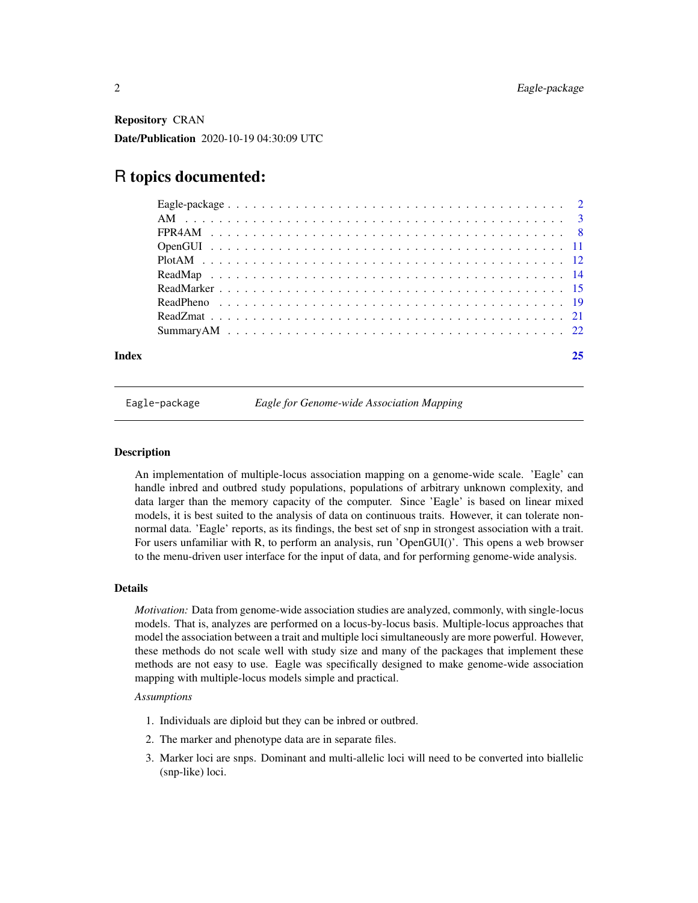**Repository** CRAN

**Date/Publication** 2020-10-19 04:30:09 UTC

# R topics documented:

| | |
|---|---|
| Eagle-package | 2 |
| AM | 3 |
| FPR4AM | 8 |
| OpenGUI | 11 |
| PlotAM | 12 |
| ReadMap | 14 |
| ReadMarker | 15 |
| ReadPheno | 19 |
| ReadZmat | 21 |
| SummaryAM | 22 |
| **Index** | **25** |

---

`Eagle-package` *Eagle for Genome-wide Association Mapping*

---

### Description

An implementation of multiple-locus association mapping on a genome-wide scale. 'Eagle' can handle inbred and outbred study populations, populations of arbitrary unknown complexity, and data larger than the memory capacity of the computer. Since 'Eagle' is based on linear mixed models, it is best suited to the analysis of data on continuous traits. However, it can tolerate non-normal data. 'Eagle' reports, as its findings, the best set of snp in strongest association with a trait. For users unfamiliar with R, to perform an analysis, run 'OpenGUI()'. This opens a web browser to the menu-driven user interface for the input of data, and for performing genome-wide analysis.

### Details

*Motivation:* Data from genome-wide association studies are analyzed, commonly, with single-locus models. That is, analyzes are performed on a locus-by-locus basis. Multiple-locus approaches that model the association between a trait and multiple loci simultaneously are more powerful. However, these methods do not scale well with study size and many of the packages that implement these methods are not easy to use. Eagle was specifically designed to make genome-wide association mapping with multiple-locus models simple and practical.

*Assumptions*

1. Individuals are diploid but they can be inbred or outbred.
2. The marker and phenotype data are in separate files.
3. Marker loci are snps. Dominant and multi-allelic loci will need to be converted into biallelic (snp-like) loci.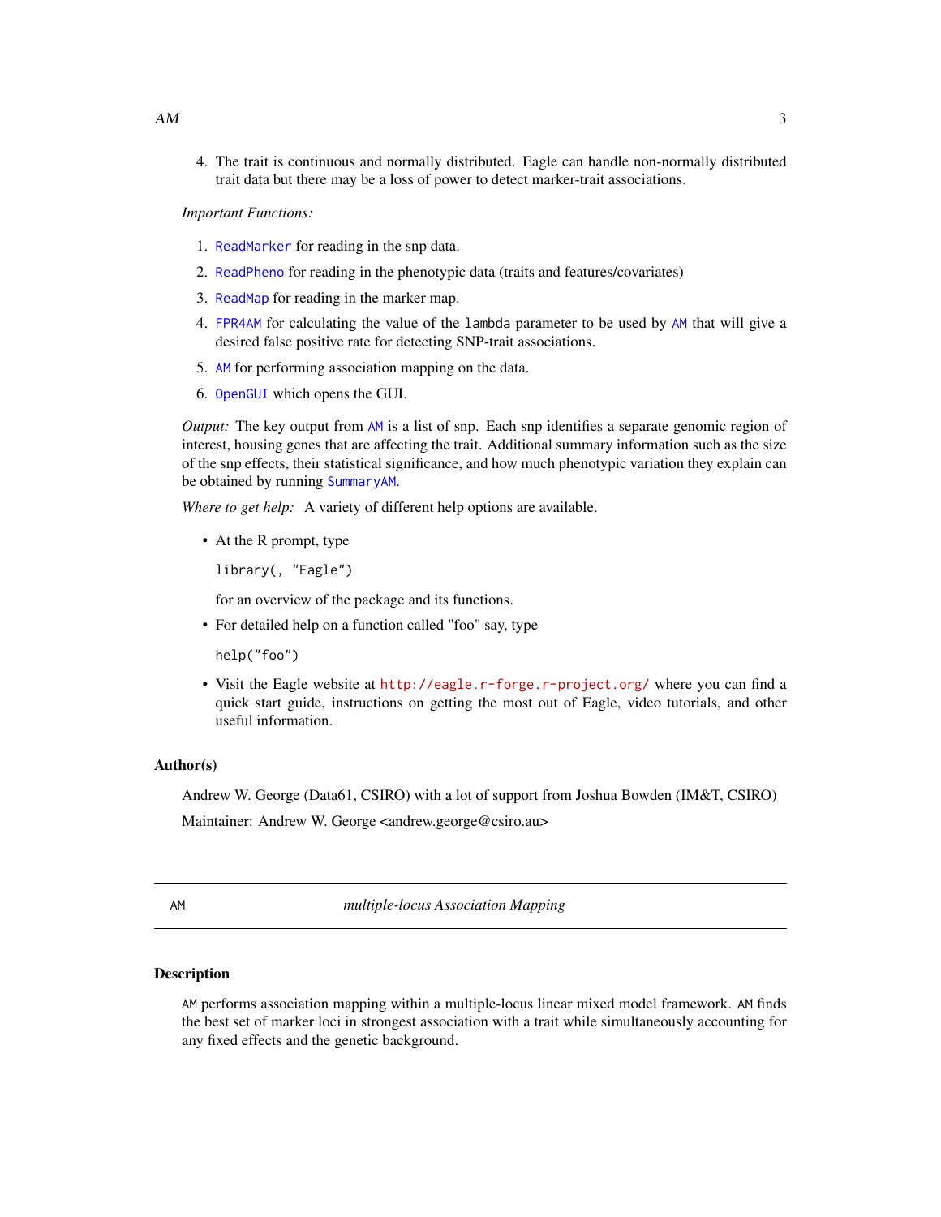4. The trait is continuous and normally distributed. Eagle can handle non-normally distributed trait data but there may be a loss of power to detect marker-trait associations.

*Important Functions:*

1. `ReadMarker` for reading in the snp data.
2. `ReadPheno` for reading in the phenotypic data (traits and features/covariates)
3. `ReadMap` for reading in the marker map.
4. `FPR4AM` for calculating the value of the `lambda` parameter to be used by `AM` that will give a desired false positive rate for detecting SNP-trait associations.
5. `AM` for performing association mapping on the data.
6. `OpenGUI` which opens the GUI.

*Output:* The key output from `AM` is a list of snp. Each snp identifies a separate genomic region of interest, housing genes that are affecting the trait. Additional summary information such as the size of the snp effects, their statistical significance, and how much phenotypic variation they explain can be obtained by running `SummaryAM`.

*Where to get help:* A variety of different help options are available.

- At the R prompt, type

  `library(, "Eagle")`

  for an overview of the package and its functions.

- For detailed help on a function called "foo" say, type

  `help("foo")`

- Visit the Eagle website at http://eagle.r-forge.r-project.org/ where you can find a quick start guide, instructions on getting the most out of Eagle, video tutorials, and other useful information.

### Author(s)

Andrew W. George (Data61, CSIRO) with a lot of support from Joshua Bowden (IM&T, CSIRO)

Maintainer: Andrew W. George <andrew.george@csiro.au>

---

## AM — *multiple-locus Association Mapping*

---

### Description

`AM` performs association mapping within a multiple-locus linear mixed model framework. `AM` finds the best set of marker loci in strongest association with a trait while simultaneously accounting for any fixed effects and the genetic background.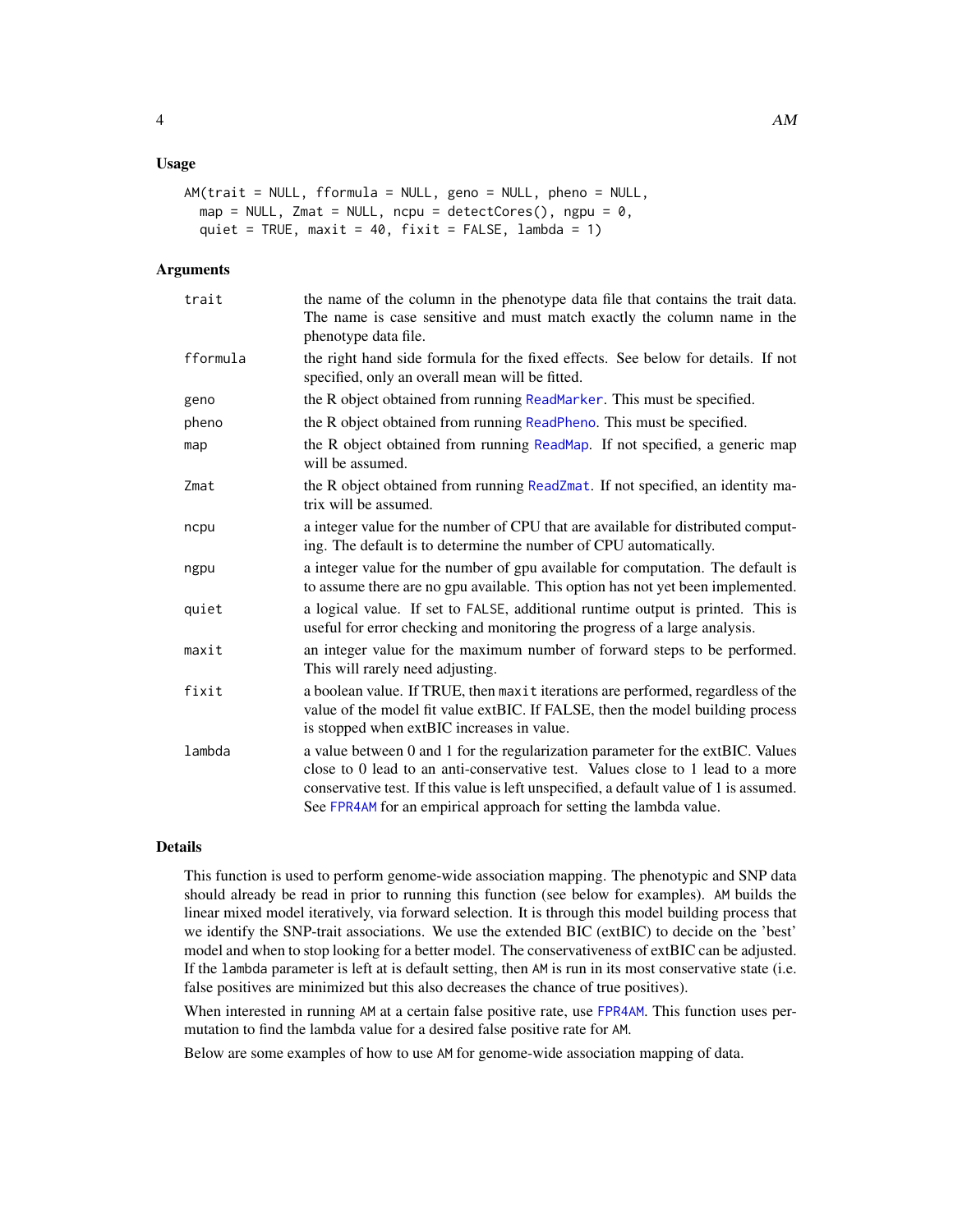## Usage

```
AM(trait = NULL, fformula = NULL, geno = NULL, pheno = NULL,
  map = NULL, Zmat = NULL, ncpu = detectCores(), ngpu = 0,
  quiet = TRUE, maxit = 40, fixit = FALSE, lambda = 1)
```

## Arguments

| | |
|---|---|
| trait | the name of the column in the phenotype data file that contains the trait data. The name is case sensitive and must match exactly the column name in the phenotype data file. |
| fformula | the right hand side formula for the fixed effects. See below for details. If not specified, only an overall mean will be fitted. |
| geno | the R object obtained from running ReadMarker. This must be specified. |
| pheno | the R object obtained from running ReadPheno. This must be specified. |
| map | the R object obtained from running ReadMap. If not specified, a generic map will be assumed. |
| Zmat | the R object obtained from running ReadZmat. If not specified, an identity matrix will be assumed. |
| ncpu | a integer value for the number of CPU that are available for distributed computing. The default is to determine the number of CPU automatically. |
| ngpu | a integer value for the number of gpu available for computation. The default is to assume there are no gpu available. This option has not yet been implemented. |
| quiet | a logical value. If set to FALSE, additional runtime output is printed. This is useful for error checking and monitoring the progress of a large analysis. |
| maxit | an integer value for the maximum number of forward steps to be performed. This will rarely need adjusting. |
| fixit | a boolean value. If TRUE, then maxit iterations are performed, regardless of the value of the model fit value extBIC. If FALSE, then the model building process is stopped when extBIC increases in value. |
| lambda | a value between 0 and 1 for the regularization parameter for the extBIC. Values close to 0 lead to an anti-conservative test. Values close to 1 lead to a more conservative test. If this value is left unspecified, a default value of 1 is assumed. See FPR4AM for an empirical approach for setting the lambda value. |

## Details

This function is used to perform genome-wide association mapping. The phenotypic and SNP data should already be read in prior to running this function (see below for examples). AM builds the linear mixed model iteratively, via forward selection. It is through this model building process that we identify the SNP-trait associations. We use the extended BIC (extBIC) to decide on the 'best' model and when to stop looking for a better model. The conservativeness of extBIC can be adjusted. If the lambda parameter is left at is default setting, then AM is run in its most conservative state (i.e. false positives are minimized but this also decreases the chance of true positives).

When interested in running AM at a certain false positive rate, use FPR4AM. This function uses permutation to find the lambda value for a desired false positive rate for AM.

Below are some examples of how to use AM for genome-wide association mapping of data.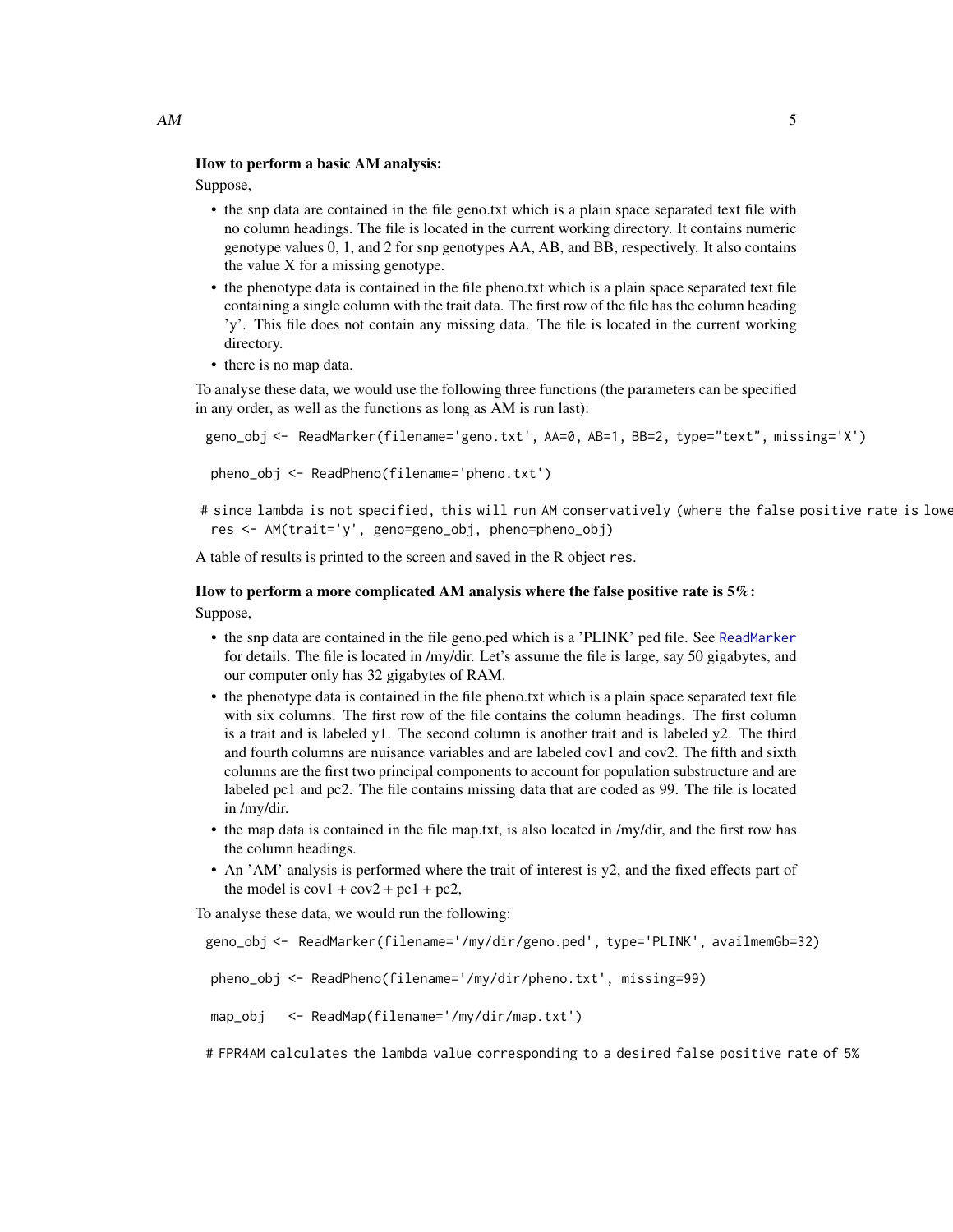**How to perform a basic AM analysis:**

Suppose,

- the snp data are contained in the file geno.txt which is a plain space separated text file with no column headings. The file is located in the current working directory. It contains numeric genotype values 0, 1, and 2 for snp genotypes AA, AB, and BB, respectively. It also contains the value X for a missing genotype.
- the phenotype data is contained in the file pheno.txt which is a plain space separated text file containing a single column with the trait data. The first row of the file has the column heading 'y'. This file does not contain any missing data. The file is located in the current working directory.
- there is no map data.

To analyse these data, we would use the following three functions (the parameters can be specified in any order, as well as the functions as long as AM is run last):

```
geno_obj <- ReadMarker(filename='geno.txt', AA=0, AB=1, BB=2, type="text", missing='X')

 pheno_obj <- ReadPheno(filename='pheno.txt')

 # since lambda is not specified, this will run AM conservatively (where the false positive rate is lowe
 res <- AM(trait='y', geno=geno_obj, pheno=pheno_obj)
```

A table of results is printed to the screen and saved in the R object res.

**How to perform a more complicated AM analysis where the false positive rate is 5%:**

Suppose,

- the snp data are contained in the file geno.ped which is a 'PLINK' ped file. See ReadMarker for details. The file is located in /my/dir. Let's assume the file is large, say 50 gigabytes, and our computer only has 32 gigabytes of RAM.
- the phenotype data is contained in the file pheno.txt which is a plain space separated text file with six columns. The first row of the file contains the column headings. The first column is a trait and is labeled y1. The second column is another trait and is labeled y2. The third and fourth columns are nuisance variables and are labeled cov1 and cov2. The fifth and sixth columns are the first two principal components to account for population substructure and are labeled pc1 and pc2. The file contains missing data that are coded as 99. The file is located in /my/dir.
- the map data is contained in the file map.txt, is also located in /my/dir, and the first row has the column headings.
- An 'AM' analysis is performed where the trait of interest is y2, and the fixed effects part of the model is cov1 + cov2 + pc1 + pc2,

To analyse these data, we would run the following:

```
geno_obj <- ReadMarker(filename='/my/dir/geno.ped', type='PLINK', availmemGb=32)

 pheno_obj <- ReadPheno(filename='/my/dir/pheno.txt', missing=99)

 map_obj   <- ReadMap(filename='/my/dir/map.txt')

# FPR4AM calculates the lambda value corresponding to a desired false positive rate of 5%
```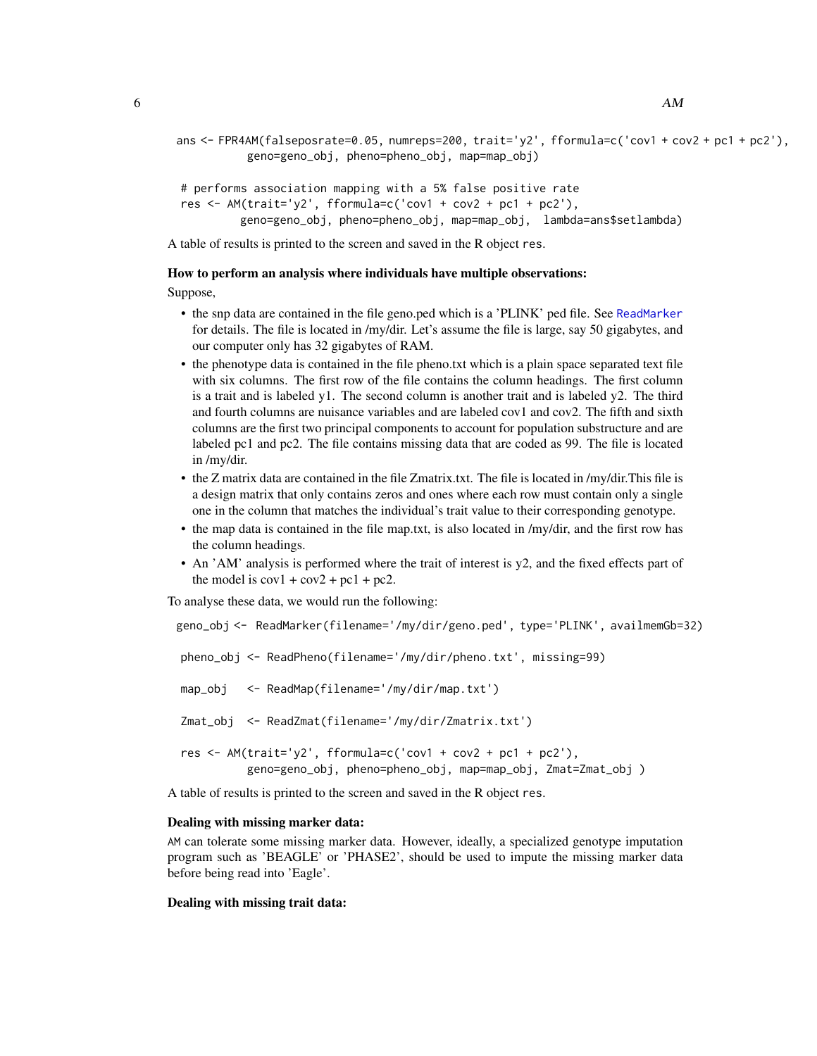```
ans <- FPR4AM(falseposrate=0.05, numreps=200, trait='y2', fformula=c('cov1 + cov2 + pc1 + pc2'),
           geno=geno_obj, pheno=pheno_obj, map=map_obj)

 # performs association mapping with a 5% false positive rate
 res <- AM(trait='y2', fformula=c('cov1 + cov2 + pc1 + pc2'),
          geno=geno_obj, pheno=pheno_obj, map=map_obj,  lambda=ans$setlambda)
```

A table of results is printed to the screen and saved in the R object `res`.

**How to perform an analysis where individuals have multiple observations:**

Suppose,

- the snp data are contained in the file geno.ped which is a 'PLINK' ped file. See ReadMarker for details. The file is located in /my/dir. Let's assume the file is large, say 50 gigabytes, and our computer only has 32 gigabytes of RAM.
- the phenotype data is contained in the file pheno.txt which is a plain space separated text file with six columns. The first row of the file contains the column headings. The first column is a trait and is labeled y1. The second column is another trait and is labeled y2. The third and fourth columns are nuisance variables and are labeled cov1 and cov2. The fifth and sixth columns are the first two principal components to account for population substructure and are labeled pc1 and pc2. The file contains missing data that are coded as 99. The file is located in /my/dir.
- the Z matrix data are contained in the file Zmatrix.txt. The file is located in /my/dir.This file is a design matrix that only contains zeros and ones where each row must contain only a single one in the column that matches the individual's trait value to their corresponding genotype.
- the map data is contained in the file map.txt, is also located in /my/dir, and the first row has the column headings.
- An 'AM' analysis is performed where the trait of interest is y2, and the fixed effects part of the model is cov1 + cov2 + pc1 + pc2.

To analyse these data, we would run the following:

```
geno_obj <-  ReadMarker(filename='/my/dir/geno.ped', type='PLINK', availmemGb=32)

 pheno_obj <- ReadPheno(filename='/my/dir/pheno.txt', missing=99)

 map_obj   <- ReadMap(filename='/my/dir/map.txt')

 Zmat_obj  <- ReadZmat(filename='/my/dir/Zmatrix.txt')

 res <- AM(trait='y2', fformula=c('cov1 + cov2 + pc1 + pc2'),
           geno=geno_obj, pheno=pheno_obj, map=map_obj, Zmat=Zmat_obj )
```

A table of results is printed to the screen and saved in the R object `res`.

**Dealing with missing marker data:**

`AM` can tolerate some missing marker data. However, ideally, a specialized genotype imputation program such as 'BEAGLE' or 'PHASE2', should be used to impute the missing marker data before being read into 'Eagle'.

**Dealing with missing trait data:**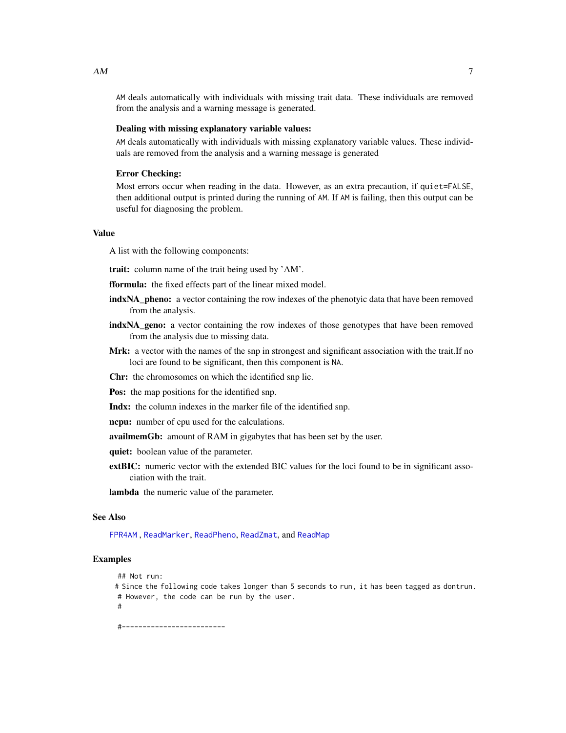AM deals automatically with individuals with missing trait data. These individuals are removed from the analysis and a warning message is generated.

**Dealing with missing explanatory variable values:**

AM deals automatically with individuals with missing explanatory variable values. These individuals are removed from the analysis and a warning message is generated

**Error Checking:**

Most errors occur when reading in the data. However, as an extra precaution, if quiet=FALSE, then additional output is printed during the running of AM. If AM is failing, then this output can be useful for diagnosing the problem.

## Value

A list with the following components:

**trait:** column name of the trait being used by 'AM'.

**fformula:** the fixed effects part of the linear mixed model.

**indxNA_pheno:** a vector containing the row indexes of the phenotyic data that have been removed from the analysis.

**indxNA_geno:** a vector containing the row indexes of those genotypes that have been removed from the analysis due to missing data.

**Mrk:** a vector with the names of the snp in strongest and significant association with the trait.If no loci are found to be significant, then this component is NA.

**Chr:** the chromosomes on which the identified snp lie.

**Pos:** the map positions for the identified snp.

**Indx:** the column indexes in the marker file of the identified snp.

**ncpu:** number of cpu used for the calculations.

**availmemGb:** amount of RAM in gigabytes that has been set by the user.

**quiet:** boolean value of the parameter.

**extBIC:** numeric vector with the extended BIC values for the loci found to be in significant association with the trait.

**lambda** the numeric value of the parameter.

## See Also

FPR4AM , ReadMarker, ReadPheno, ReadZmat, and ReadMap

## Examples

```
## Not run:
# Since the following code takes longer than 5 seconds to run, it has been tagged as dontrun.
# However, the code can be run by the user.
#

#-------------------------
```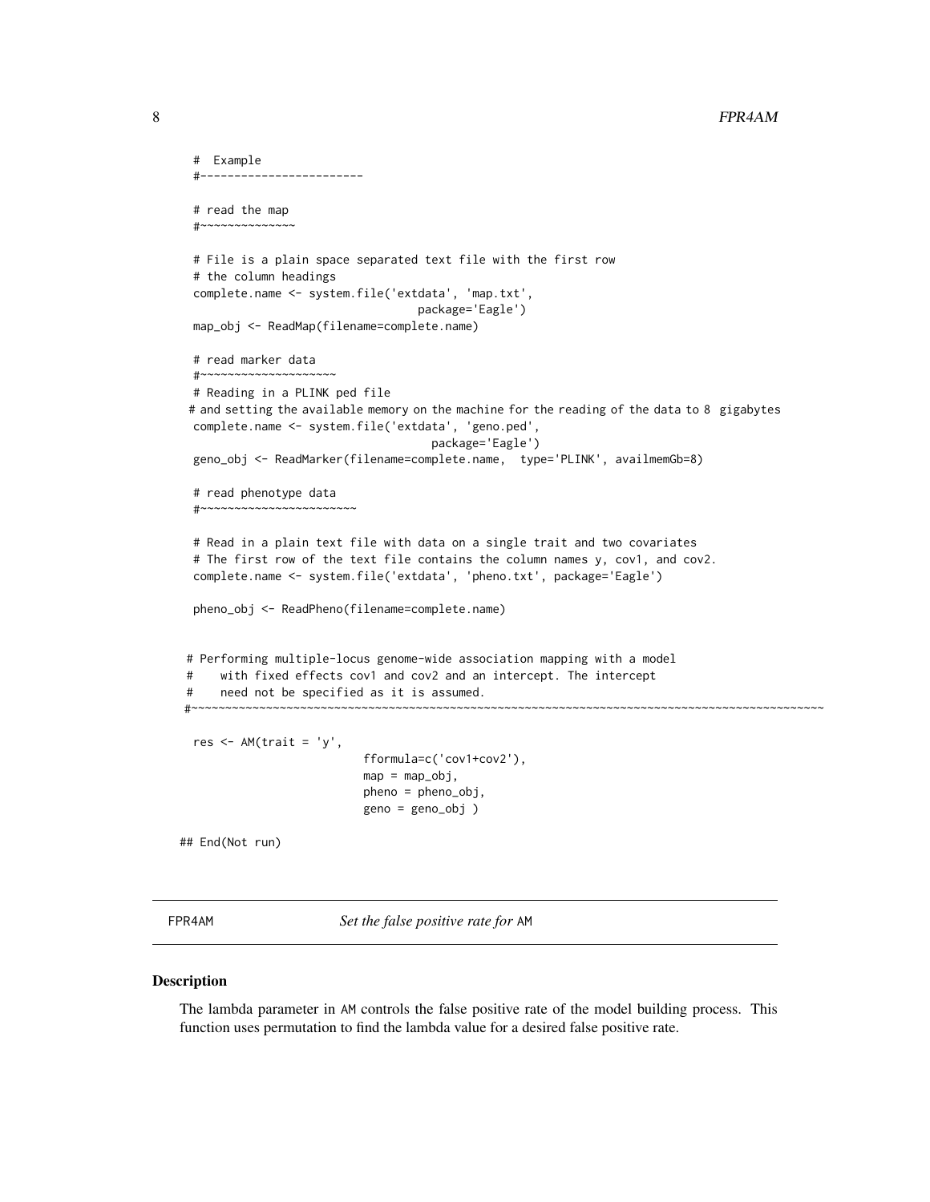```
  #  Example
  #-----------------------

  # read the map
  #~~~~~~~~~~~~~~

  # File is a plain space separated text file with the first row
  # the column headings
  complete.name <- system.file('extdata', 'map.txt',
                                 package='Eagle')
  map_obj <- ReadMap(filename=complete.name)

  # read marker data
  #~~~~~~~~~~~~~~~~~~~~
  # Reading in a PLINK ped file
 # and setting the available memory on the machine for the reading of the data to 8  gigabytes
  complete.name <- system.file('extdata', 'geno.ped',
                                   package='Eagle')
  geno_obj <- ReadMarker(filename=complete.name,  type='PLINK', availmemGb=8)

  # read phenotype data
  #~~~~~~~~~~~~~~~~~~~~~~~

  # Read in a plain text file with data on a single trait and two covariates
  # The first row of the text file contains the column names y, cov1, and cov2.
  complete.name <- system.file('extdata', 'pheno.txt', package='Eagle')

  pheno_obj <- ReadPheno(filename=complete.name)


 # Performing multiple-locus genome-wide association mapping with a model
 #    with fixed effects cov1 and cov2 and an intercept. The intercept
 #    need not be specified as it is assumed.
 #~~~~~~~~~~~~~~~~~~~~~~~~~~~~~~~~~~~~~~~~~~~~~~~~~~~~~~~~~~~~~~~~~~~~~~~~~~~~~~~~~~~~~~~~~~~~~~~~~~~~~~~~

  res <- AM(trait = 'y',
                         fformula=c('cov1+cov2'),
                         map = map_obj,
                         pheno = pheno_obj,
                         geno = geno_obj )

## End(Not run)
```

## FPR4AM — *Set the false positive rate for* AM

### Description

The lambda parameter in AM controls the false positive rate of the model building process. This function uses permutation to find the lambda value for a desired false positive rate.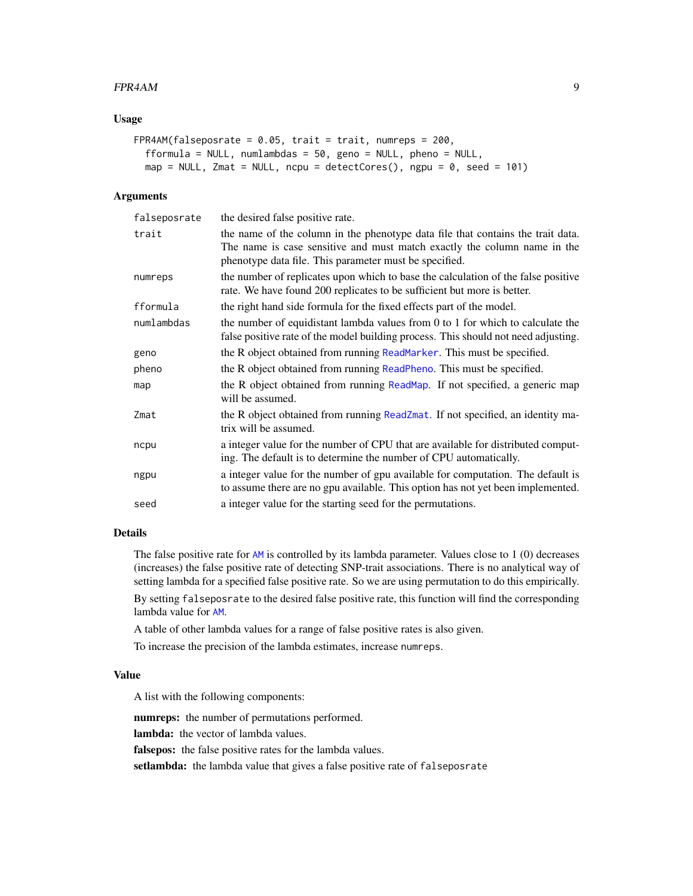### Usage

```
FPR4AM(falseposrate = 0.05, trait = trait, numreps = 200,
  fformula = NULL, numlambdas = 50, geno = NULL, pheno = NULL,
  map = NULL, Zmat = NULL, ncpu = detectCores(), ngpu = 0, seed = 101)
```

### Arguments

| | |
|---|---|
| falseposrate | the desired false positive rate. |
| trait | the name of the column in the phenotype data file that contains the trait data. The name is case sensitive and must match exactly the column name in the phenotype data file. This parameter must be specified. |
| numreps | the number of replicates upon which to base the calculation of the false positive rate. We have found 200 replicates to be sufficient but more is better. |
| fformula | the right hand side formula for the fixed effects part of the model. |
| numlambdas | the number of equidistant lambda values from 0 to 1 for which to calculate the false positive rate of the model building process. This should not need adjusting. |
| geno | the R object obtained from running ReadMarker. This must be specified. |
| pheno | the R object obtained from running ReadPheno. This must be specified. |
| map | the R object obtained from running ReadMap. If not specified, a generic map will be assumed. |
| Zmat | the R object obtained from running ReadZmat. If not specified, an identity matrix will be assumed. |
| ncpu | a integer value for the number of CPU that are available for distributed computing. The default is to determine the number of CPU automatically. |
| ngpu | a integer value for the number of gpu available for computation. The default is to assume there are no gpu available. This option has not yet been implemented. |
| seed | a integer value for the starting seed for the permutations. |

### Details

The false positive rate for AM is controlled by its lambda parameter. Values close to 1 (0) decreases (increases) the false positive rate of detecting SNP-trait associations. There is no analytical way of setting lambda for a specified false positive rate. So we are using permutation to do this empirically.

By setting falseposrate to the desired false positive rate, this function will find the corresponding lambda value for AM.

A table of other lambda values for a range of false positive rates is also given.

To increase the precision of the lambda estimates, increase numreps.

### Value

A list with the following components:

**numreps:** the number of permutations performed.

**lambda:** the vector of lambda values.

**falsepos:** the false positive rates for the lambda values.

**setlambda:** the lambda value that gives a false positive rate of falseposrate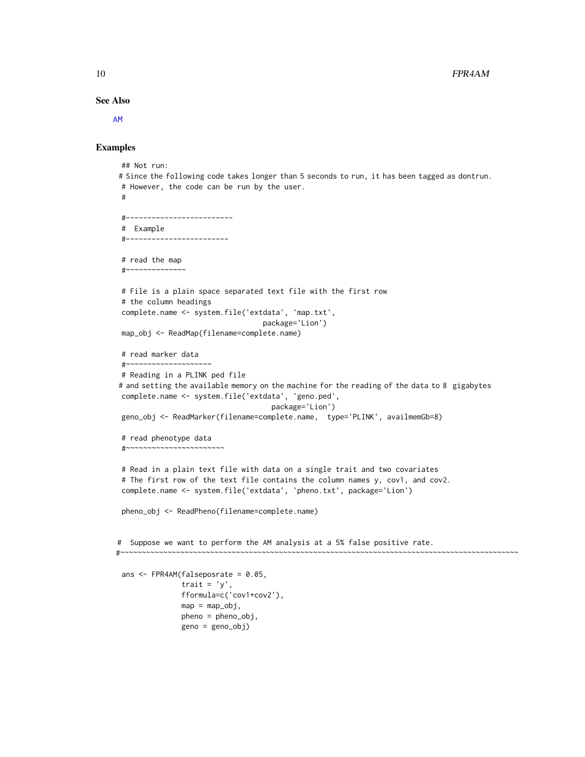### See Also

AM

### Examples

```
 ## Not run:
# Since the following code takes longer than 5 seconds to run, it has been tagged as dontrun.
 # However, the code can be run by the user.
 #

 #-------------------------
 #  Example
 #------------------------

 # read the map
 #~~~~~~~~~~~~~~

 # File is a plain space separated text file with the first row
 # the column headings
 complete.name <- system.file('extdata', 'map.txt',
                                  package='Lion')
 map_obj <- ReadMap(filename=complete.name)

 # read marker data
 #~~~~~~~~~~~~~~~~~~~~
 # Reading in a PLINK ped file
# and setting the available memory on the machine for the reading of the data to 8  gigabytes
 complete.name <- system.file('extdata', 'geno.ped',
                                    package='Lion')
 geno_obj <- ReadMarker(filename=complete.name,  type='PLINK', availmemGb=8)

 # read phenotype data
 #~~~~~~~~~~~~~~~~~~~~~~~

 # Read in a plain text file with data on a single trait and two covariates
 # The first row of the text file contains the column names y, cov1, and cov2.
 complete.name <- system.file('extdata', 'pheno.txt', package='Lion')

 pheno_obj <- ReadPheno(filename=complete.name)


#  Suppose we want to perform the AM analysis at a 5% false positive rate.
#~~~~~~~~~~~~~~~~~~~~~~~~~~~~~~~~~~~~~~~~~~~~~~~~~~~~~~~~~~~~~~~~~~~~~~~~~~~~~~~~~~~~~~~~~~~~~~~~~~

 ans <- FPR4AM(falseposrate = 0.05,
               trait = 'y',
               fformula=c('cov1+cov2'),
               map = map_obj,
               pheno = pheno_obj,
               geno = geno_obj)
```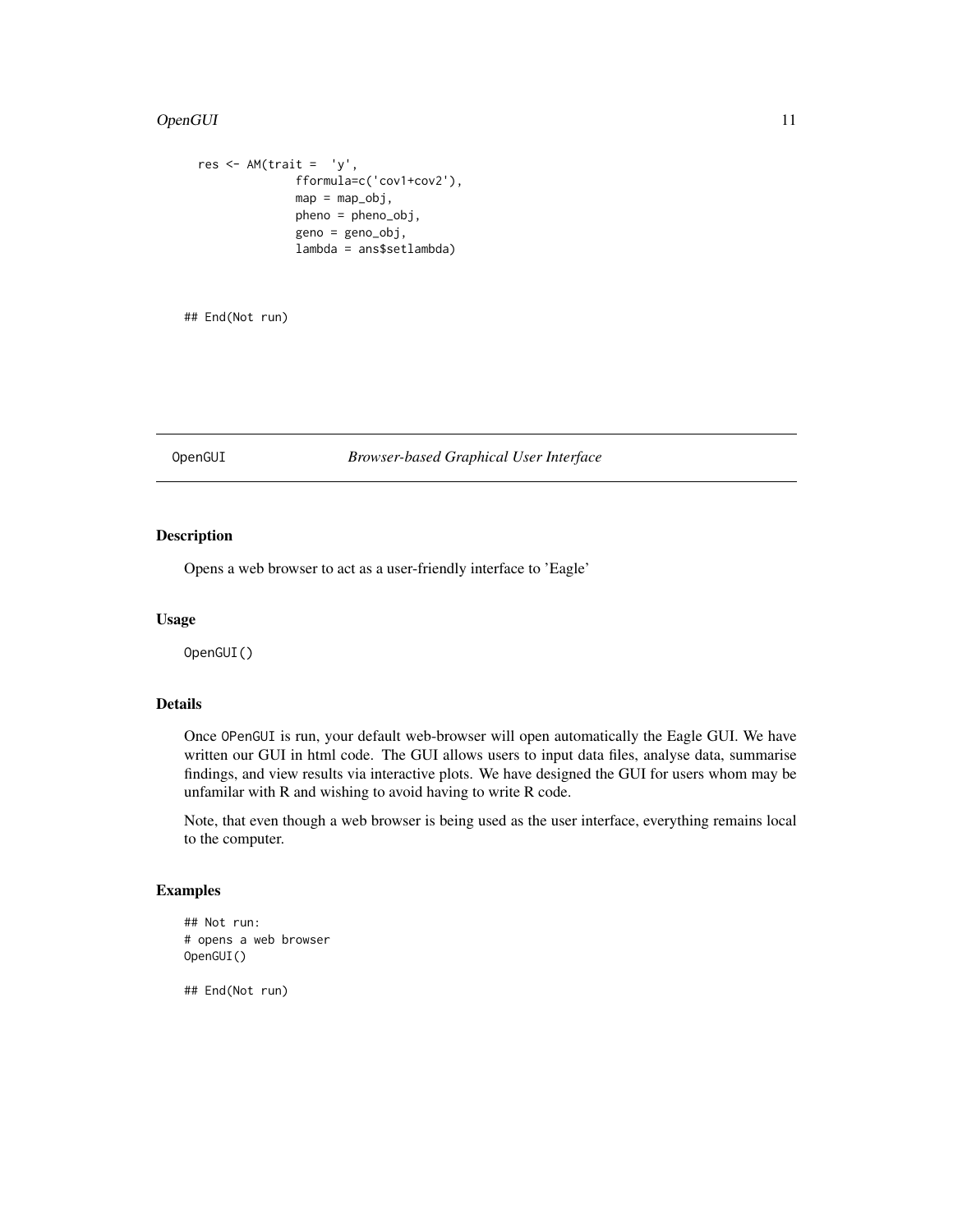```
  res <- AM(trait =  'y',
              fformula=c('cov1+cov2'),
              map = map_obj,
              pheno = pheno_obj,
              geno = geno_obj,
              lambda = ans$setlambda)


## End(Not run)
```

---

## OpenGUI *Browser-based Graphical User Interface*

---

### Description

Opens a web browser to act as a user-friendly interface to 'Eagle'

### Usage

```
OpenGUI()
```

### Details

Once OPenGUI is run, your default web-browser will open automatically the Eagle GUI. We have written our GUI in html code. The GUI allows users to input data files, analyse data, summarise findings, and view results via interactive plots. We have designed the GUI for users whom may be unfamilar with R and wishing to avoid having to write R code.

Note, that even though a web browser is being used as the user interface, everything remains local to the computer.

### Examples

```
## Not run:
# opens a web browser
OpenGUI()

## End(Not run)
```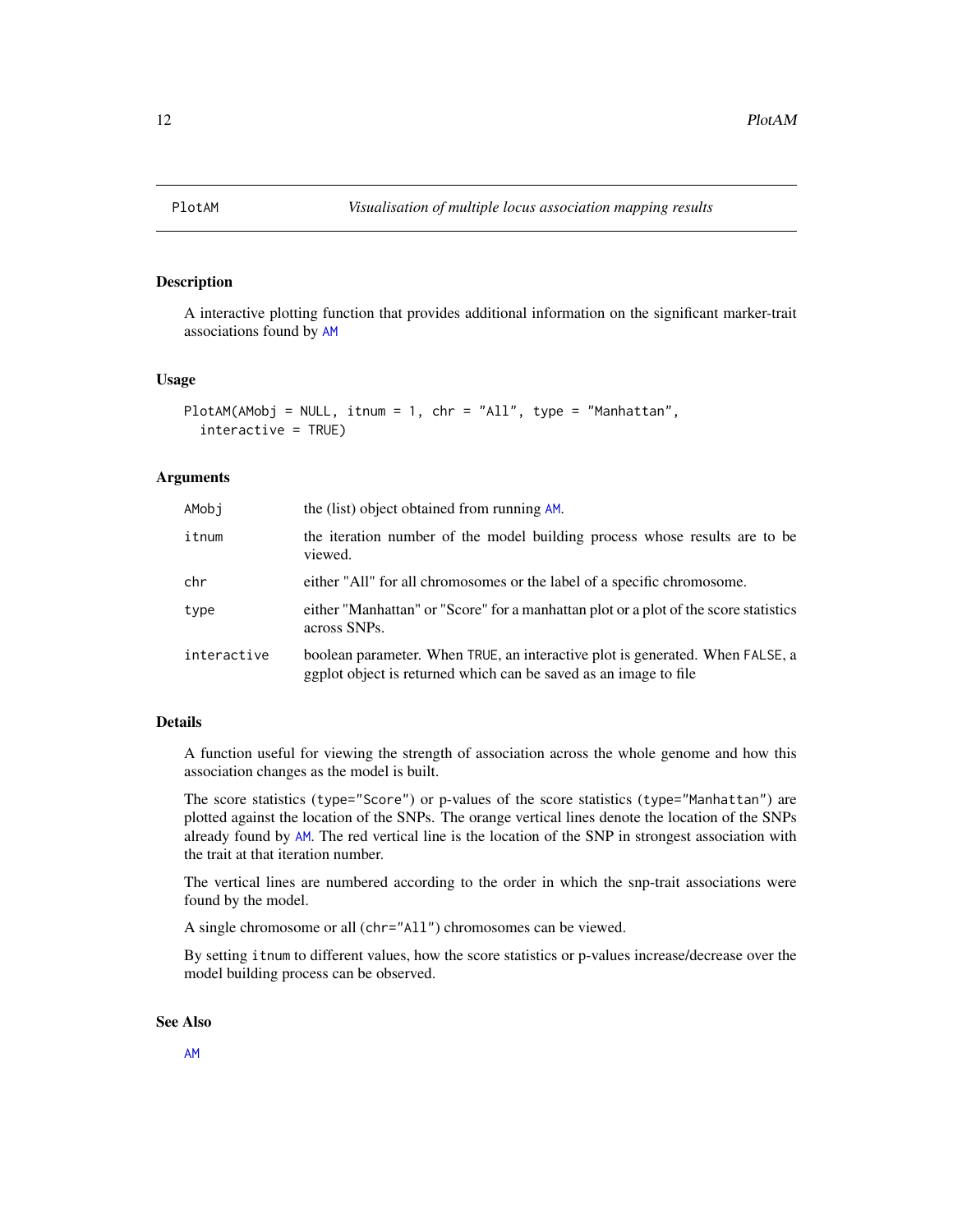PlotAM — *Visualisation of multiple locus association mapping results*

## Description

A interactive plotting function that provides additional information on the significant marker-trait associations found by AM

## Usage

```
PlotAM(AMobj = NULL, itnum = 1, chr = "All", type = "Manhattan",
  interactive = TRUE)
```

## Arguments

| Argument | Description |
|---|---|
| AMobj | the (list) object obtained from running AM. |
| itnum | the iteration number of the model building process whose results are to be viewed. |
| chr | either "All" for all chromosomes or the label of a specific chromosome. |
| type | either "Manhattan" or "Score" for a manhattan plot or a plot of the score statistics across SNPs. |
| interactive | boolean parameter. When TRUE, an interactive plot is generated. When FALSE, a ggplot object is returned which can be saved as an image to file |

## Details

A function useful for viewing the strength of association across the whole genome and how this association changes as the model is built.

The score statistics (`type="Score"`) or p-values of the score statistics (`type="Manhattan"`) are plotted against the location of the SNPs. The orange vertical lines denote the location of the SNPs already found by AM. The red vertical line is the location of the SNP in strongest association with the trait at that iteration number.

The vertical lines are numbered according to the order in which the snp-trait associations were found by the model.

A single chromosome or all (`chr="All"`) chromosomes can be viewed.

By setting `itnum` to different values, how the score statistics or p-values increase/decrease over the model building process can be observed.

## See Also

AM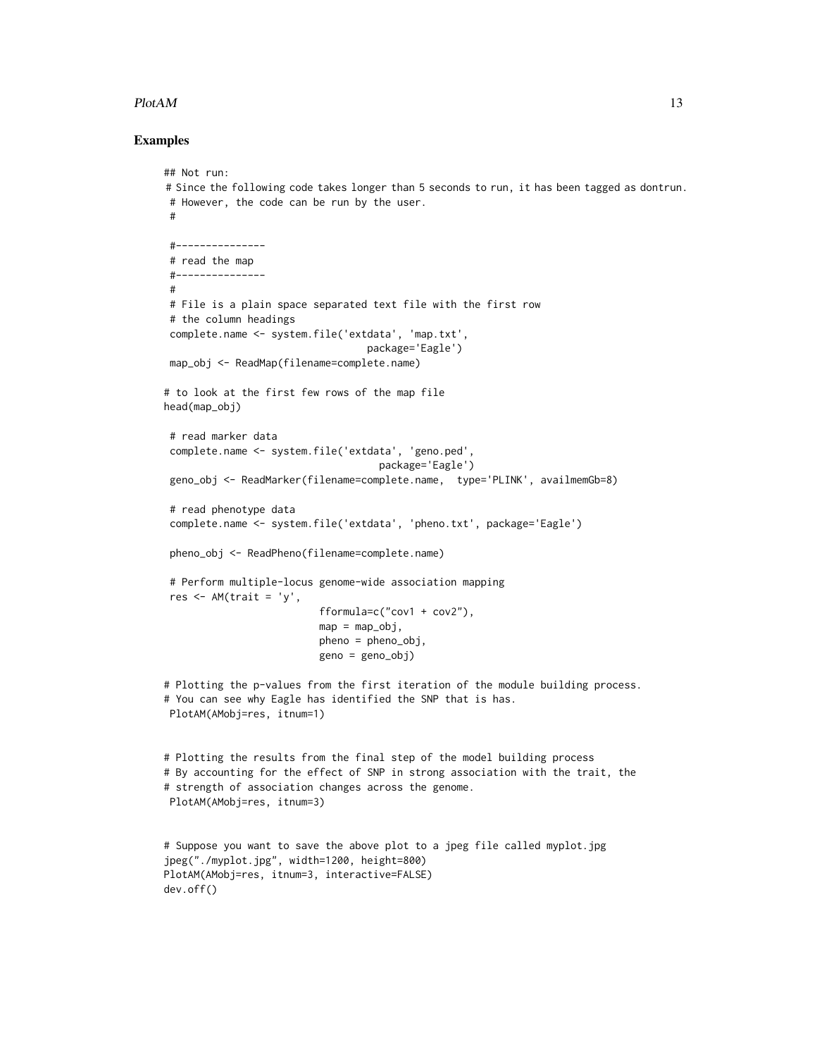## Examples

```
## Not run:
# Since the following code takes longer than 5 seconds to run, it has been tagged as dontrun.
 # However, the code can be run by the user.
 #

 #---------------
 # read the map
 #---------------
 #
 # File is a plain space separated text file with the first row
 # the column headings
 complete.name <- system.file('extdata', 'map.txt',
                                   package='Eagle')
 map_obj <- ReadMap(filename=complete.name)

# to look at the first few rows of the map file
head(map_obj)

 # read marker data
 complete.name <- system.file('extdata', 'geno.ped',
                                     package='Eagle')
 geno_obj <- ReadMarker(filename=complete.name,  type='PLINK', availmemGb=8)

 # read phenotype data
 complete.name <- system.file('extdata', 'pheno.txt', package='Eagle')

 pheno_obj <- ReadPheno(filename=complete.name)

 # Perform multiple-locus genome-wide association mapping
 res <- AM(trait = 'y',
                         fformula=c("cov1 + cov2"),
                         map = map_obj,
                         pheno = pheno_obj,
                         geno = geno_obj)

# Plotting the p-values from the first iteration of the module building process.
# You can see why Eagle has identified the SNP that is has.
 PlotAM(AMobj=res, itnum=1)


# Plotting the results from the final step of the model building process
# By accounting for the effect of SNP in strong association with the trait, the
# strength of association changes across the genome.
 PlotAM(AMobj=res, itnum=3)


# Suppose you want to save the above plot to a jpeg file called myplot.jpg
jpeg("./myplot.jpg", width=1200, height=800)
PlotAM(AMobj=res, itnum=3, interactive=FALSE)
dev.off()
```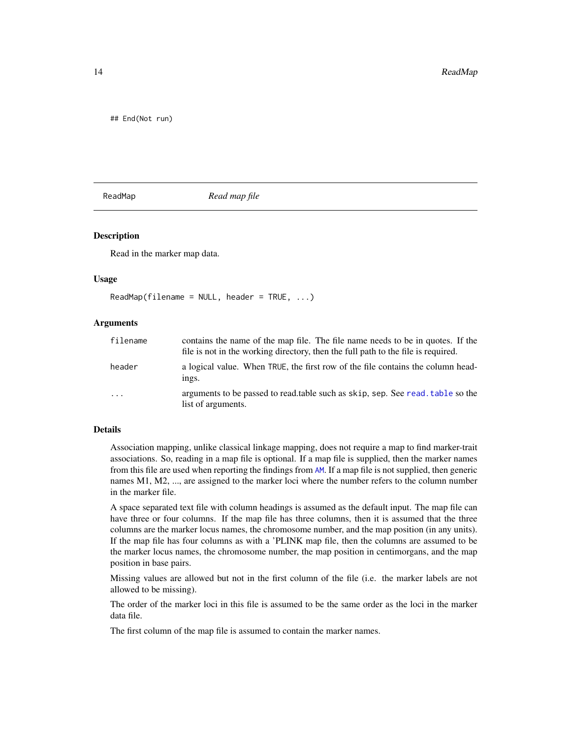```
## End(Not run)
```

---

ReadMap    *Read map file*

---

### Description

Read in the marker map data.

### Usage

```
ReadMap(filename = NULL, header = TRUE, ...)
```

### Arguments

| | |
|---|---|
| filename | contains the name of the map file. The file name needs to be in quotes. If the file is not in the working directory, then the full path to the file is required. |
| header | a logical value. When TRUE, the first row of the file contains the column headings. |
| ... | arguments to be passed to read.table such as skip, sep. See read.table so the list of arguments. |

### Details

Association mapping, unlike classical linkage mapping, does not require a map to find marker-trait associations. So, reading in a map file is optional. If a map file is supplied, then the marker names from this file are used when reporting the findings from AM. If a map file is not supplied, then generic names M1, M2, ..., are assigned to the marker loci where the number refers to the column number in the marker file.

A space separated text file with column headings is assumed as the default input. The map file can have three or four columns. If the map file has three columns, then it is assumed that the three columns are the marker locus names, the chromosome number, and the map position (in any units). If the map file has four columns as with a 'PLINK map file, then the columns are assumed to be the marker locus names, the chromosome number, the map position in centimorgans, and the map position in base pairs.

Missing values are allowed but not in the first column of the file (i.e. the marker labels are not allowed to be missing).

The order of the marker loci in this file is assumed to be the same order as the loci in the marker data file.

The first column of the map file is assumed to contain the marker names.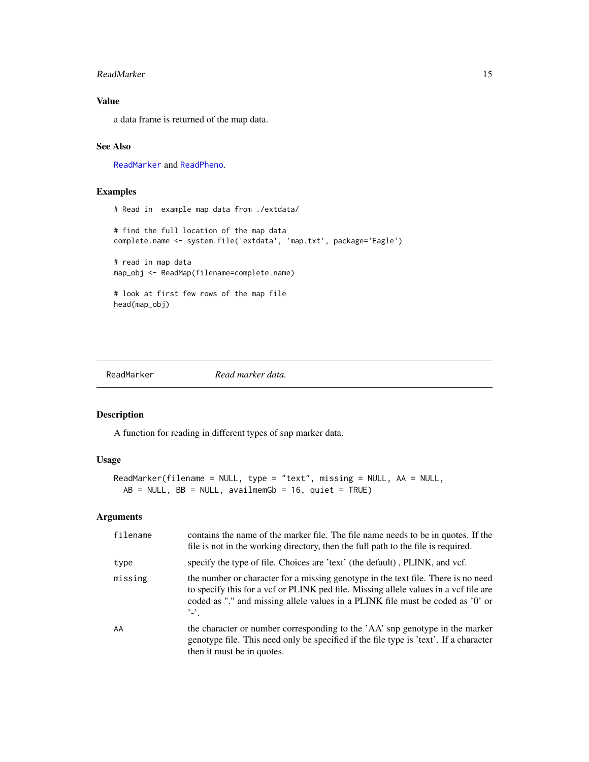## Value

a data frame is returned of the map data.

## See Also

ReadMarker and ReadPheno.

## Examples

```
# Read in  example map data from ./extdata/

# find the full location of the map data
complete.name <- system.file('extdata', 'map.txt', package='Eagle')

# read in map data
map_obj <- ReadMap(filename=complete.name)

# look at first few rows of the map file
head(map_obj)
```

---

# ReadMarker *Read marker data.*

---

## Description

A function for reading in different types of snp marker data.

## Usage

```
ReadMarker(filename = NULL, type = "text", missing = NULL, AA = NULL,
  AB = NULL, BB = NULL, availmemGb = 16, quiet = TRUE)
```

## Arguments

| | |
|---|---|
| filename | contains the name of the marker file. The file name needs to be in quotes. If the file is not in the working directory, then the full path to the file is required. |
| type | specify the type of file. Choices are 'text' (the default) , PLINK, and vcf. |
| missing | the number or character for a missing genotype in the text file. There is no need to specify this for a vcf or PLINK ped file. Missing allele values in a vcf file are coded as "." and missing allele values in a PLINK file must be coded as '0' or '-'. |
| AA | the character or number corresponding to the 'AA' snp genotype in the marker genotype file. This need only be specified if the file type is 'text'. If a character then it must be in quotes. |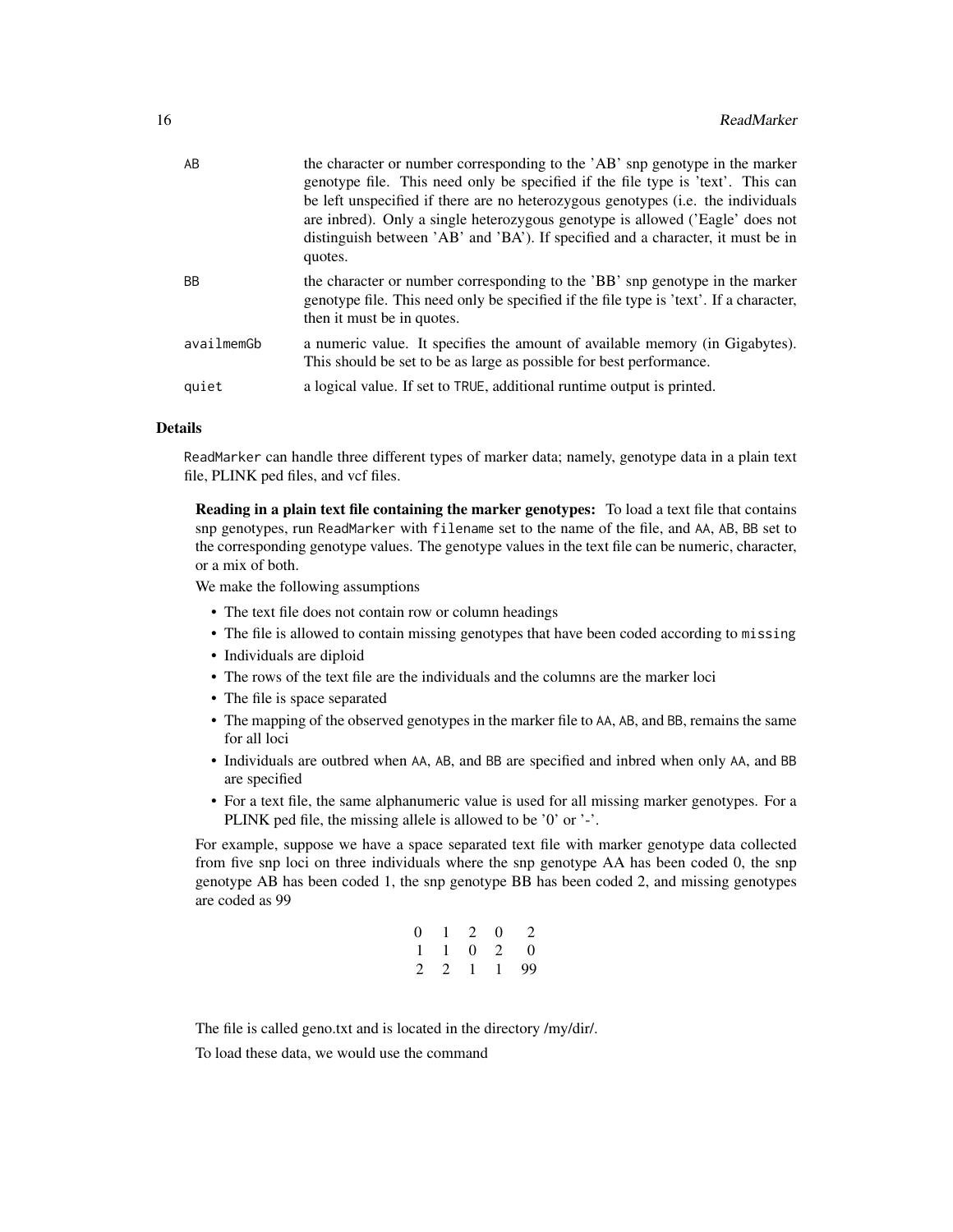| | |
|---|---|
| AB | the character or number corresponding to the 'AB' snp genotype in the marker genotype file. This need only be specified if the file type is 'text'. This can be left unspecified if there are no heterozygous genotypes (i.e. the individuals are inbred). Only a single heterozygous genotype is allowed ('Eagle' does not distinguish between 'AB' and 'BA'). If specified and a character, it must be in quotes. |
| BB | the character or number corresponding to the 'BB' snp genotype in the marker genotype file. This need only be specified if the file type is 'text'. If a character, then it must be in quotes. |
| availmemGb | a numeric value. It specifies the amount of available memory (in Gigabytes). This should be set to be as large as possible for best performance. |
| quiet | a logical value. If set to TRUE, additional runtime output is printed. |

## Details

`ReadMarker` can handle three different types of marker data; namely, genotype data in a plain text file, PLINK ped files, and vcf files.

**Reading in a plain text file containing the marker genotypes:** To load a text file that contains snp genotypes, run `ReadMarker` with `filename` set to the name of the file, and `AA`, `AB`, `BB` set to the corresponding genotype values. The genotype values in the text file can be numeric, character, or a mix of both.

We make the following assumptions

- The text file does not contain row or column headings
- The file is allowed to contain missing genotypes that have been coded according to `missing`
- Individuals are diploid
- The rows of the text file are the individuals and the columns are the marker loci
- The file is space separated
- The mapping of the observed genotypes in the marker file to `AA`, `AB`, and `BB`, remains the same for all loci
- Individuals are outbred when `AA`, `AB`, and `BB` are specified and inbred when only `AA`, and `BB` are specified
- For a text file, the same alphanumeric value is used for all missing marker genotypes. For a PLINK ped file, the missing allele is allowed to be '0' or '-'.

For example, suppose we have a space separated text file with marker genotype data collected from five snp loci on three individuals where the snp genotype AA has been coded 0, the snp genotype AB has been coded 1, the snp genotype BB has been coded 2, and missing genotypes are coded as 99

```
0 1 2 0  2
1 1 0 2  0
2 2 1 1 99
```

The file is called geno.txt and is located in the directory /my/dir/.

To load these data, we would use the command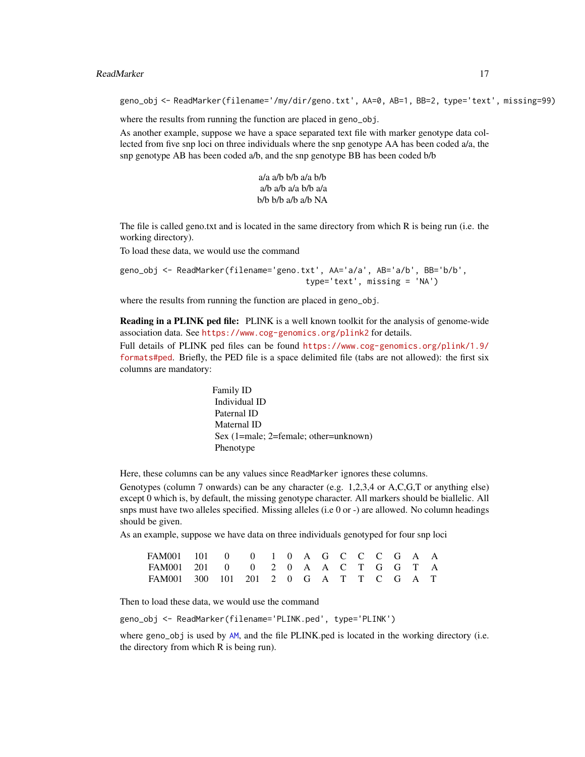```
geno_obj <- ReadMarker(filename='/my/dir/geno.txt', AA=0, AB=1, BB=2, type='text', missing=99)
```

where the results from running the function are placed in `geno_obj`.

As another example, suppose we have a space separated text file with marker genotype data collected from five snp loci on three individuals where the snp genotype AA has been coded a/a, the snp genotype AB has been coded a/b, and the snp genotype BB has been coded b/b

```
a/a a/b b/b a/a b/b
a/b a/b a/a b/b a/a
b/b b/b a/b a/b NA
```

The file is called geno.txt and is located in the same directory from which R is being run (i.e. the working directory).

To load these data, we would use the command

```
geno_obj <- ReadMarker(filename='geno.txt', AA='a/a', AB='a/b', BB='b/b',
                                          type='text', missing = 'NA')
```

where the results from running the function are placed in `geno_obj`.

**Reading in a PLINK ped file:** PLINK is a well known toolkit for the analysis of genome-wide association data. See https://www.cog-genomics.org/plink2 for details.

Full details of PLINK ped files can be found https://www.cog-genomics.org/plink/1.9/formats#ped. Briefly, the PED file is a space delimited file (tabs are not allowed): the first six columns are mandatory:

Family ID
Individual ID
Paternal ID
Maternal ID
Sex (1=male; 2=female; other=unknown)
Phenotype

Here, these columns can be any values since `ReadMarker` ignores these columns.

Genotypes (column 7 onwards) can be any character (e.g. 1,2,3,4 or A,C,G,T or anything else) except 0 which is, by default, the missing genotype character. All markers should be biallelic. All snps must have two alleles specified. Missing alleles (i.e 0 or -) are allowed. No column headings should be given.

As an example, suppose we have data on three individuals genotyped for four snp loci

```
FAM001  101  0    0    1  0  A  G  C  C  C  G  A  A
FAM001  201  0    0    2  0  A  A  C  T  G  G  T  A
FAM001  300  101  201  2  0  G  A  T  T  C  G  A  T
```

Then to load these data, we would use the command

```
geno_obj <- ReadMarker(filename='PLINK.ped', type='PLINK')
```

where `geno_obj` is used by `AM`, and the file PLINK.ped is located in the working directory (i.e. the directory from which R is being run).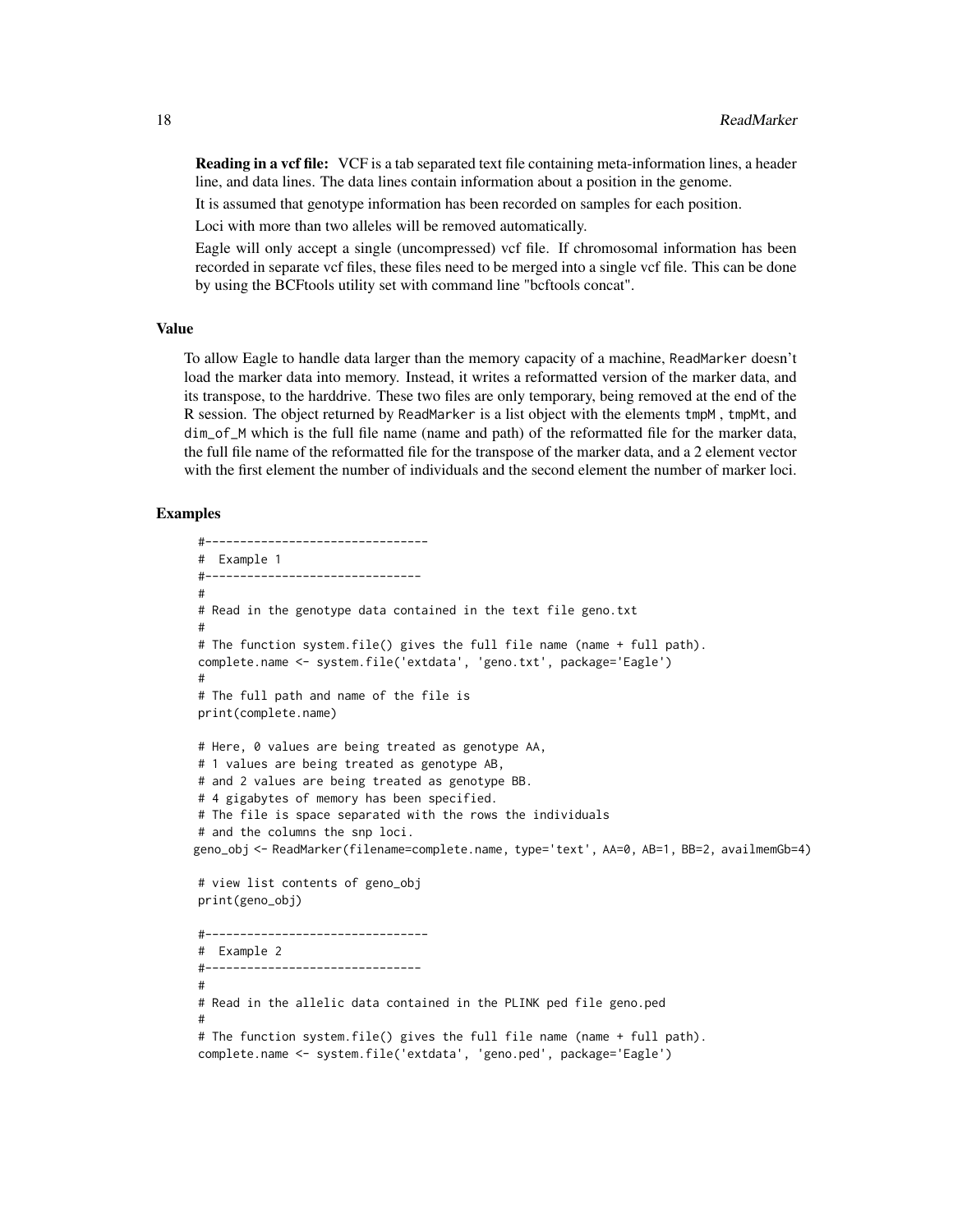**Reading in a vcf file:** VCF is a tab separated text file containing meta-information lines, a header line, and data lines. The data lines contain information about a position in the genome.

It is assumed that genotype information has been recorded on samples for each position.

Loci with more than two alleles will be removed automatically.

Eagle will only accept a single (uncompressed) vcf file. If chromosomal information has been recorded in separate vcf files, these files need to be merged into a single vcf file. This can be done by using the BCFtools utility set with command line "bcftools concat".

## Value

To allow Eagle to handle data larger than the memory capacity of a machine, `ReadMarker` doesn't load the marker data into memory. Instead, it writes a reformatted version of the marker data, and its transpose, to the harddrive. These two files are only temporary, being removed at the end of the R session. The object returned by `ReadMarker` is a list object with the elements `tmpM` , `tmpMt`, and `dim_of_M` which is the full file name (name and path) of the reformatted file for the marker data, the full file name of the reformatted file for the transpose of the marker data, and a 2 element vector with the first element the number of individuals and the second element the number of marker loci.

## Examples

```
#--------------------------------
#  Example 1
#-------------------------------
#
# Read in the genotype data contained in the text file geno.txt
#
# The function system.file() gives the full file name (name + full path).
complete.name <- system.file('extdata', 'geno.txt', package='Eagle')
#
# The full path and name of the file is
print(complete.name)

# Here, 0 values are being treated as genotype AA,
# 1 values are being treated as genotype AB,
# and 2 values are being treated as genotype BB.
# 4 gigabytes of memory has been specified.
# The file is space separated with the rows the individuals
# and the columns the snp loci.
geno_obj <- ReadMarker(filename=complete.name, type='text', AA=0, AB=1, BB=2, availmemGb=4)

# view list contents of geno_obj
print(geno_obj)

#--------------------------------
#  Example 2
#-------------------------------
#
# Read in the allelic data contained in the PLINK ped file geno.ped
#
# The function system.file() gives the full file name (name + full path).
complete.name <- system.file('extdata', 'geno.ped', package='Eagle')
```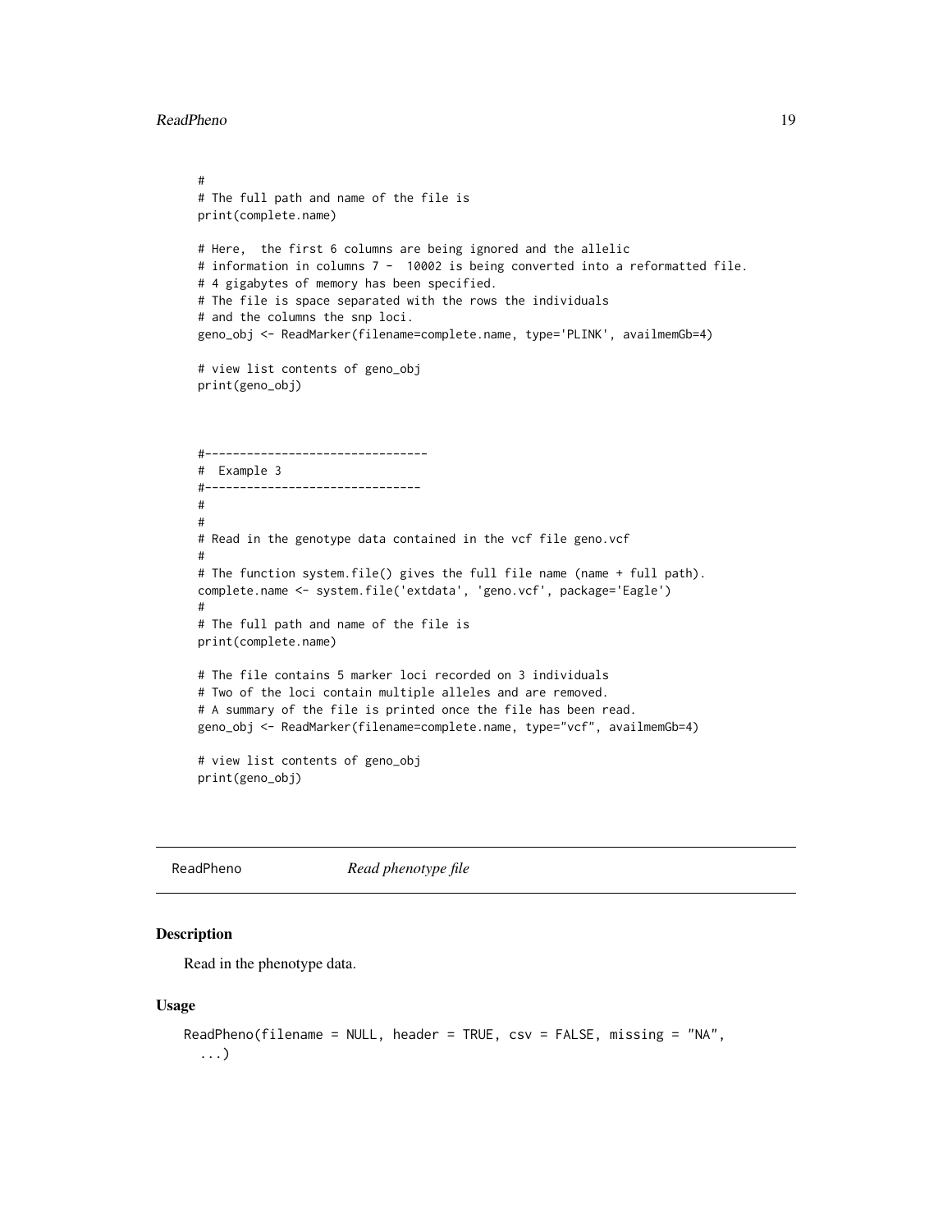```
#
# The full path and name of the file is
print(complete.name)

# Here,  the first 6 columns are being ignored and the allelic
# information in columns 7 -  10002 is being converted into a reformatted file.
# 4 gigabytes of memory has been specified.
# The file is space separated with the rows the individuals
# and the columns the snp loci.
geno_obj <- ReadMarker(filename=complete.name, type='PLINK', availmemGb=4)

# view list contents of geno_obj
print(geno_obj)



#--------------------------------
#  Example 3
#-------------------------------
#
#
# Read in the genotype data contained in the vcf file geno.vcf
#
# The function system.file() gives the full file name (name + full path).
complete.name <- system.file('extdata', 'geno.vcf', package='Eagle')
#
# The full path and name of the file is
print(complete.name)

# The file contains 5 marker loci recorded on 3 individuals
# Two of the loci contain multiple alleles and are removed.
# A summary of the file is printed once the file has been read.
geno_obj <- ReadMarker(filename=complete.name, type="vcf", availmemGb=4)

# view list contents of geno_obj
print(geno_obj)
```

---

ReadPheno *Read phenotype file*

---

## Description

Read in the phenotype data.

## Usage

```
ReadPheno(filename = NULL, header = TRUE, csv = FALSE, missing = "NA",
  ...)
```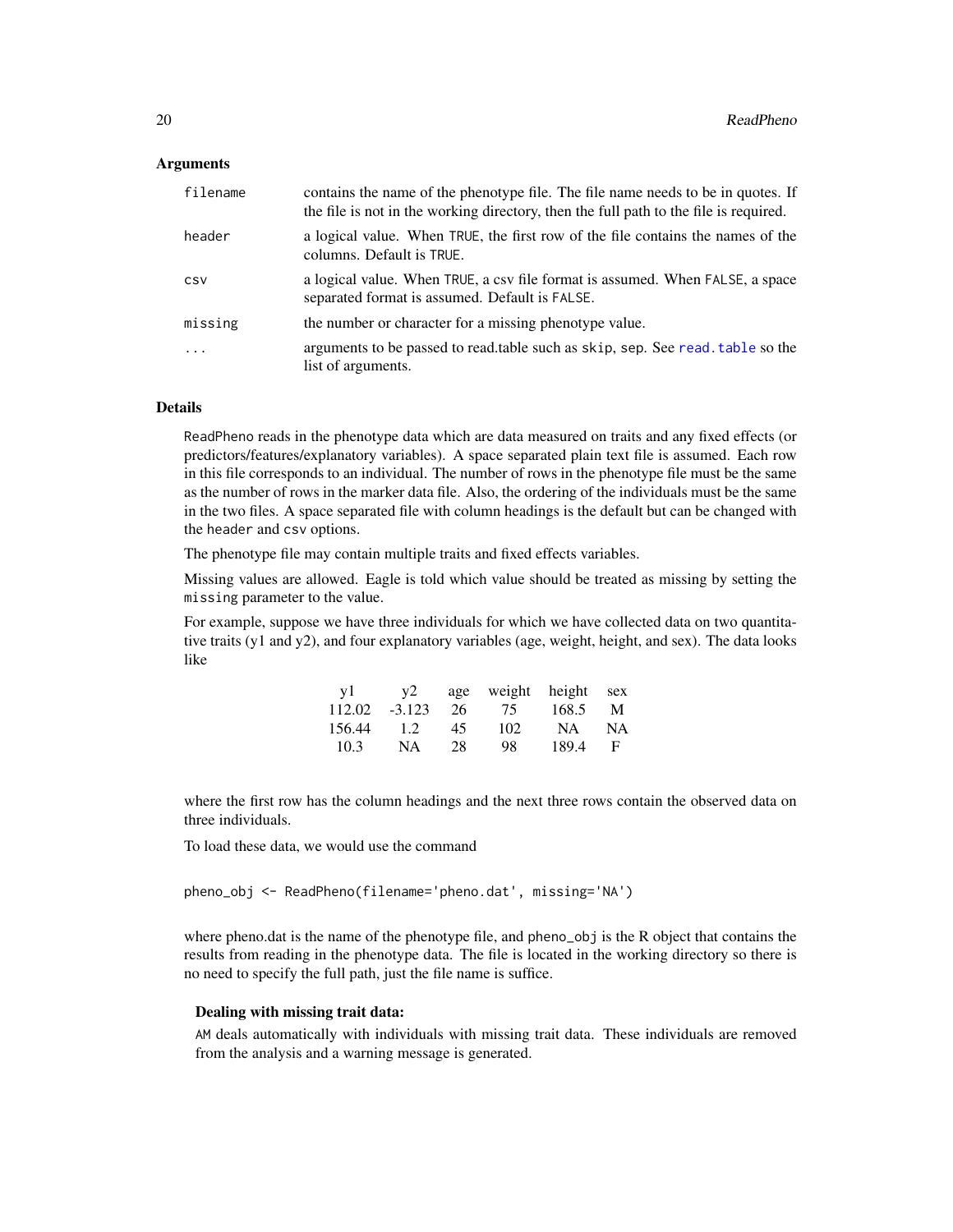## Arguments

| | |
|---|---|
| `filename` | contains the name of the phenotype file. The file name needs to be in quotes. If the file is not in the working directory, then the full path to the file is required. |
| `header` | a logical value. When `TRUE`, the first row of the file contains the names of the columns. Default is `TRUE`. |
| `csv` | a logical value. When `TRUE`, a csv file format is assumed. When `FALSE`, a space separated format is assumed. Default is `FALSE`. |
| `missing` | the number or character for a missing phenotype value. |
| `...` | arguments to be passed to read.table such as `skip`, `sep`. See `read.table` so the list of arguments. |

## Details

`ReadPheno` reads in the phenotype data which are data measured on traits and any fixed effects (or predictors/features/explanatory variables). A space separated plain text file is assumed. Each row in this file corresponds to an individual. The number of rows in the phenotype file must be the same as the number of rows in the marker data file. Also, the ordering of the individuals must be the same in the two files. A space separated file with column headings is the default but can be changed with the `header` and `csv` options.

The phenotype file may contain multiple traits and fixed effects variables.

Missing values are allowed. Eagle is told which value should be treated as missing by setting the `missing` parameter to the value.

For example, suppose we have three individuals for which we have collected data on two quantitative traits (y1 and y2), and four explanatory variables (age, weight, height, and sex). The data looks like

| y1 | y2 | age | weight | height | sex |
|---|---|---|---|---|---|
| 112.02 | -3.123 | 26 | 75 | 168.5 | M |
| 156.44 | 1.2 | 45 | 102 | NA | NA |
| 10.3 | NA | 28 | 98 | 189.4 | F |

where the first row has the column headings and the next three rows contain the observed data on three individuals.

To load these data, we would use the command

```
pheno_obj <- ReadPheno(filename='pheno.dat', missing='NA')
```

where pheno.dat is the name of the phenotype file, and `pheno_obj` is the R object that contains the results from reading in the phenotype data. The file is located in the working directory so there is no need to specify the full path, just the file name is suffice.

### Dealing with missing trait data:

`AM` deals automatically with individuals with missing trait data. These individuals are removed from the analysis and a warning message is generated.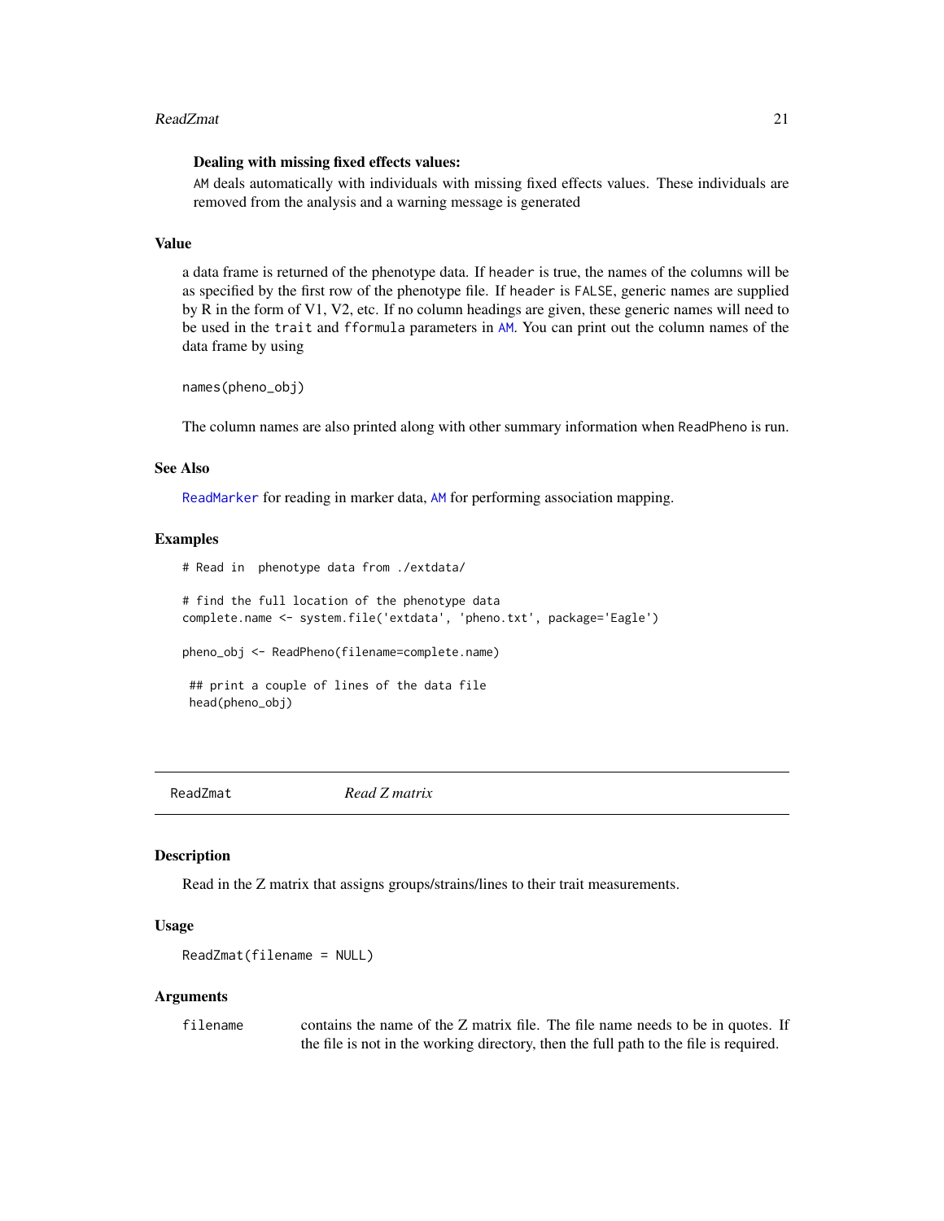**Dealing with missing fixed effects values:**

AM deals automatically with individuals with missing fixed effects values. These individuals are removed from the analysis and a warning message is generated

### Value

a data frame is returned of the phenotype data. If header is true, the names of the columns will be as specified by the first row of the phenotype file. If header is FALSE, generic names are supplied by R in the form of V1, V2, etc. If no column headings are given, these generic names will need to be used in the trait and fformula parameters in AM. You can print out the column names of the data frame by using

```
names(pheno_obj)
```

The column names are also printed along with other summary information when ReadPheno is run.

### See Also

ReadMarker for reading in marker data, AM for performing association mapping.

### Examples

```
# Read in  phenotype data from ./extdata/

# find the full location of the phenotype data
complete.name <- system.file('extdata', 'pheno.txt', package='Eagle')

pheno_obj <- ReadPheno(filename=complete.name)

 ## print a couple of lines of the data file
 head(pheno_obj)
```

---

## ReadZmat    *Read Z matrix*

### Description

Read in the Z matrix that assigns groups/strains/lines to their trait measurements.

### Usage

```
ReadZmat(filename = NULL)
```

### Arguments

| | |
|---|---|
| filename | contains the name of the Z matrix file. The file name needs to be in quotes. If the file is not in the working directory, then the full path to the file is required. |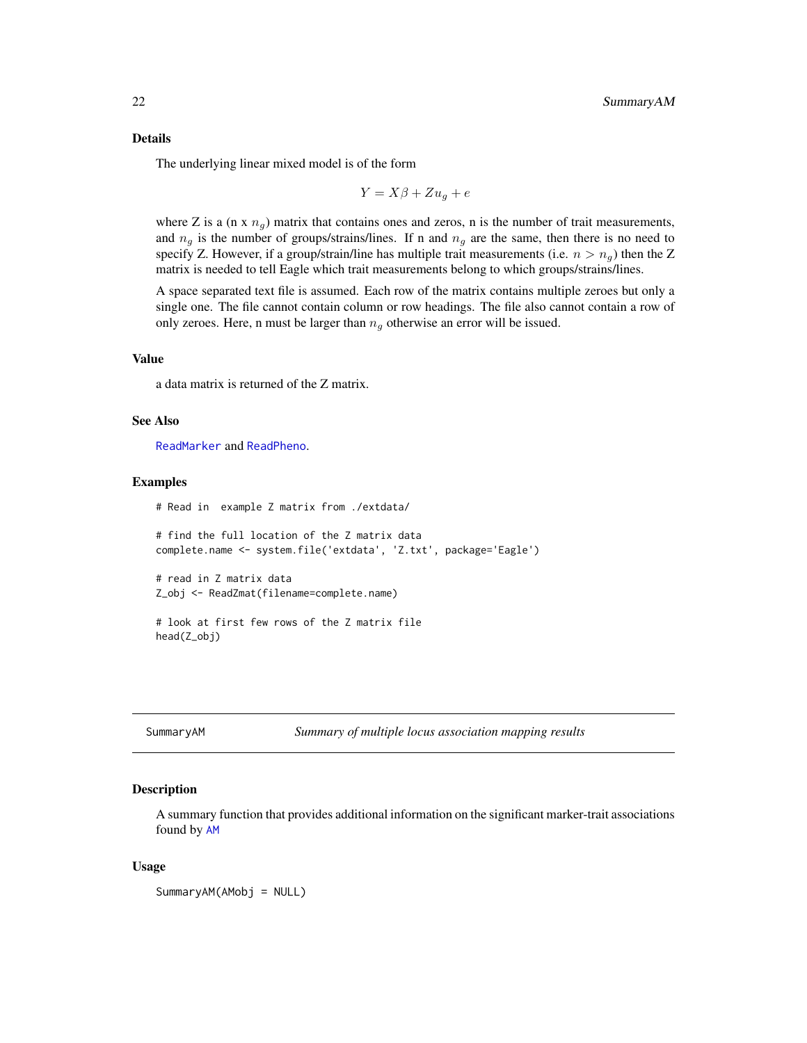### Details

The underlying linear mixed model is of the form

$$Y = X\beta + Zu_g + e$$

where Z is a (n x $n_g$) matrix that contains ones and zeros, n is the number of trait measurements, and $n_g$ is the number of groups/strains/lines. If n and $n_g$ are the same, then there is no need to specify Z. However, if a group/strain/line has multiple trait measurements (i.e. $n > n_g$) then the Z matrix is needed to tell Eagle which trait measurements belong to which groups/strains/lines.

A space separated text file is assumed. Each row of the matrix contains multiple zeroes but only a single one. The file cannot contain column or row headings. The file also cannot contain a row of only zeroes. Here, n must be larger than $n_g$ otherwise an error will be issued.

### Value

a data matrix is returned of the Z matrix.

### See Also

ReadMarker and ReadPheno.

### Examples

```
# Read in  example Z matrix from ./extdata/

# find the full location of the Z matrix data
complete.name <- system.file('extdata', 'Z.txt', package='Eagle')

# read in Z matrix data
Z_obj <- ReadZmat(filename=complete.name)

# look at first few rows of the Z matrix file
head(Z_obj)
```

---

## SummaryAM — *Summary of multiple locus association mapping results*

### Description

A summary function that provides additional information on the significant marker-trait associations found by AM

### Usage

```
SummaryAM(AMobj = NULL)
```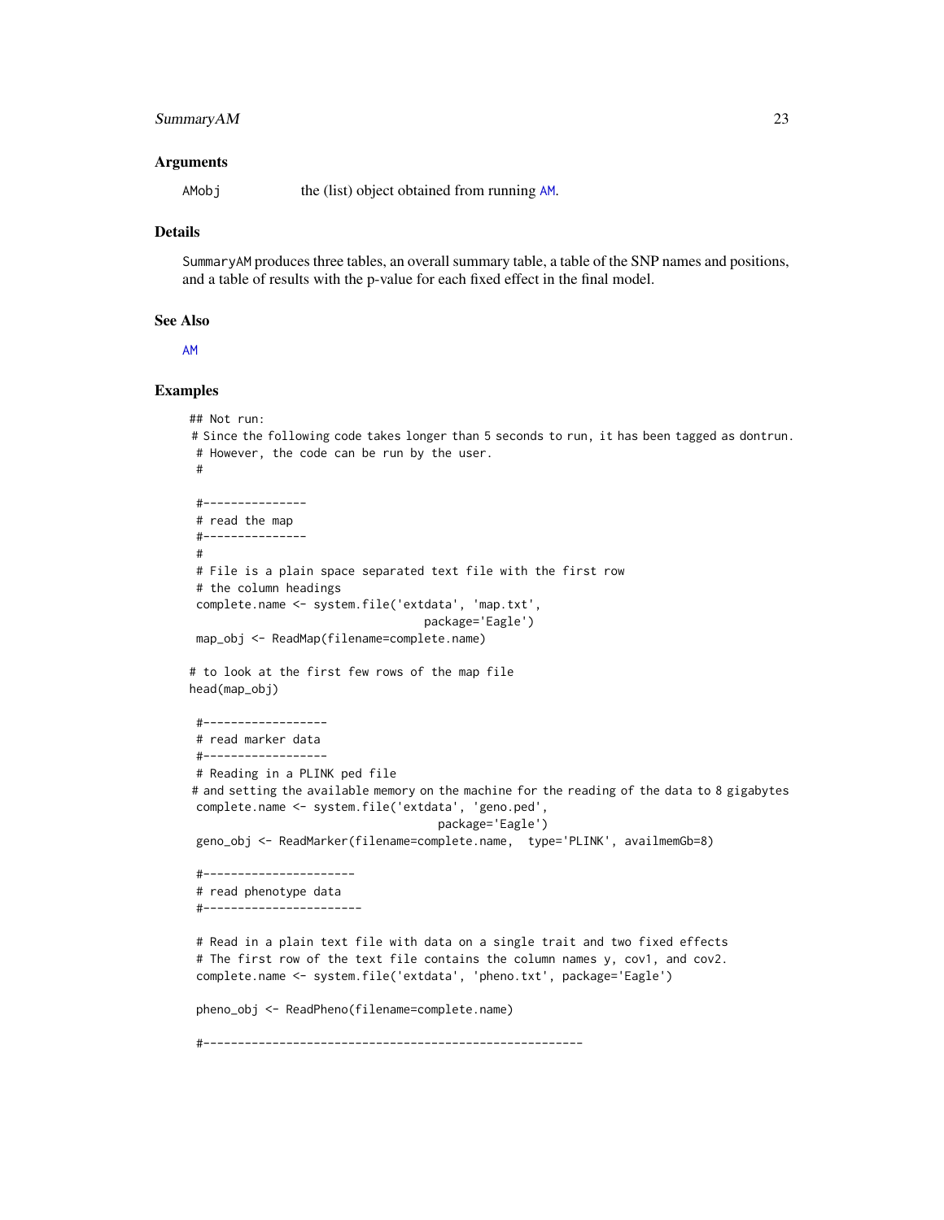## Arguments

| | |
|---|---|
| AMobj | the (list) object obtained from running AM. |

## Details

`SummaryAM` produces three tables, an overall summary table, a table of the SNP names and positions, and a table of results with the p-value for each fixed effect in the final model.

## See Also

AM

## Examples

```
## Not run:
# Since the following code takes longer than 5 seconds to run, it has been tagged as dontrun.
 # However, the code can be run by the user.
 #

 #---------------
 # read the map
 #---------------
 #
 # File is a plain space separated text file with the first row
 # the column headings
 complete.name <- system.file('extdata', 'map.txt',
                                  package='Eagle')
 map_obj <- ReadMap(filename=complete.name)

# to look at the first few rows of the map file
head(map_obj)

 #------------------
 # read marker data
 #------------------
 # Reading in a PLINK ped file
# and setting the available memory on the machine for the reading of the data to 8 gigabytes
 complete.name <- system.file('extdata', 'geno.ped',
                                    package='Eagle')
 geno_obj <- ReadMarker(filename=complete.name,  type='PLINK', availmemGb=8)

 #----------------------
 # read phenotype data
 #-----------------------

 # Read in a plain text file with data on a single trait and two fixed effects
 # The first row of the text file contains the column names y, cov1, and cov2.
 complete.name <- system.file('extdata', 'pheno.txt', package='Eagle')

 pheno_obj <- ReadPheno(filename=complete.name)

 #-------------------------------------------------------
```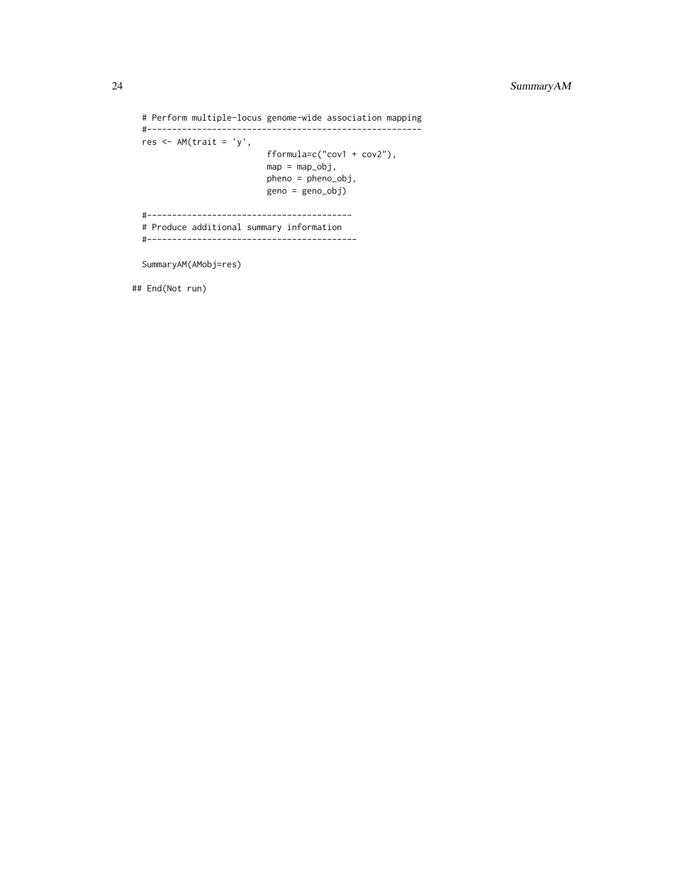```
  # Perform multiple-locus genome-wide association mapping
  #-------------------------------------------------------
  res <- AM(trait = 'y',
                           fformula=c("cov1 + cov2"),
                           map = map_obj,
                           pheno = pheno_obj,
                           geno = geno_obj)

  #-----------------------------------------
  # Produce additional summary information
  #------------------------------------------

  SummaryAM(AMobj=res)

## End(Not run)
```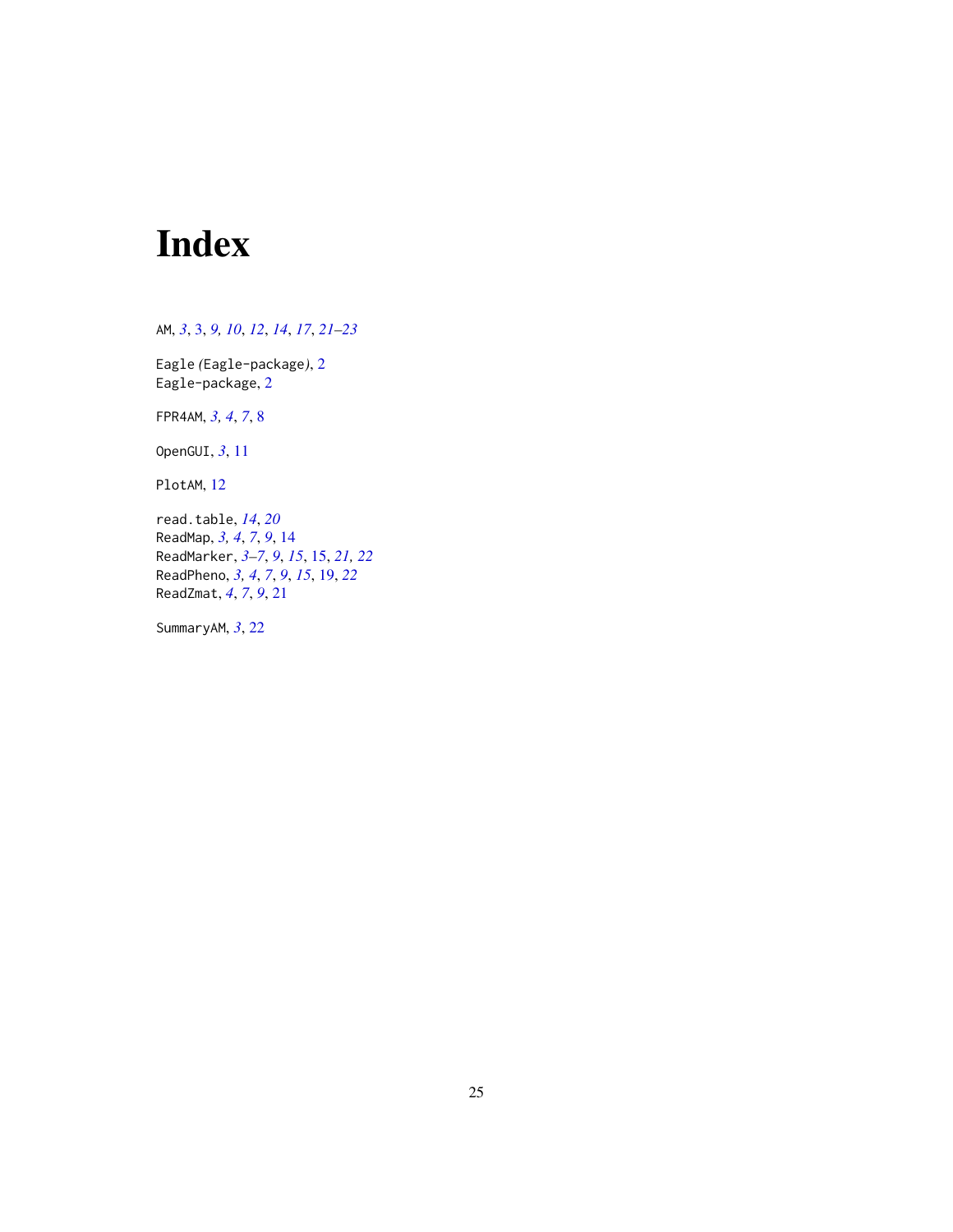# Index

AM, *3*, 3, *9, 10*, *12*, *14*, *17*, *21–23*

Eagle (Eagle-package), 2
Eagle-package, 2

FPR4AM, *3, 4*, *7*, 8

OpenGUI, *3*, 11

PlotAM, 12

read.table, *14*, *20*
ReadMap, *3, 4*, *7*, *9*, 14
ReadMarker, *3–7*, *9*, *15*, 15, *21, 22*
ReadPheno, *3, 4*, *7*, *9*, *15*, 19, *22*
ReadZmat, *4*, *7*, *9*, 21

SummaryAM, *3*, 22